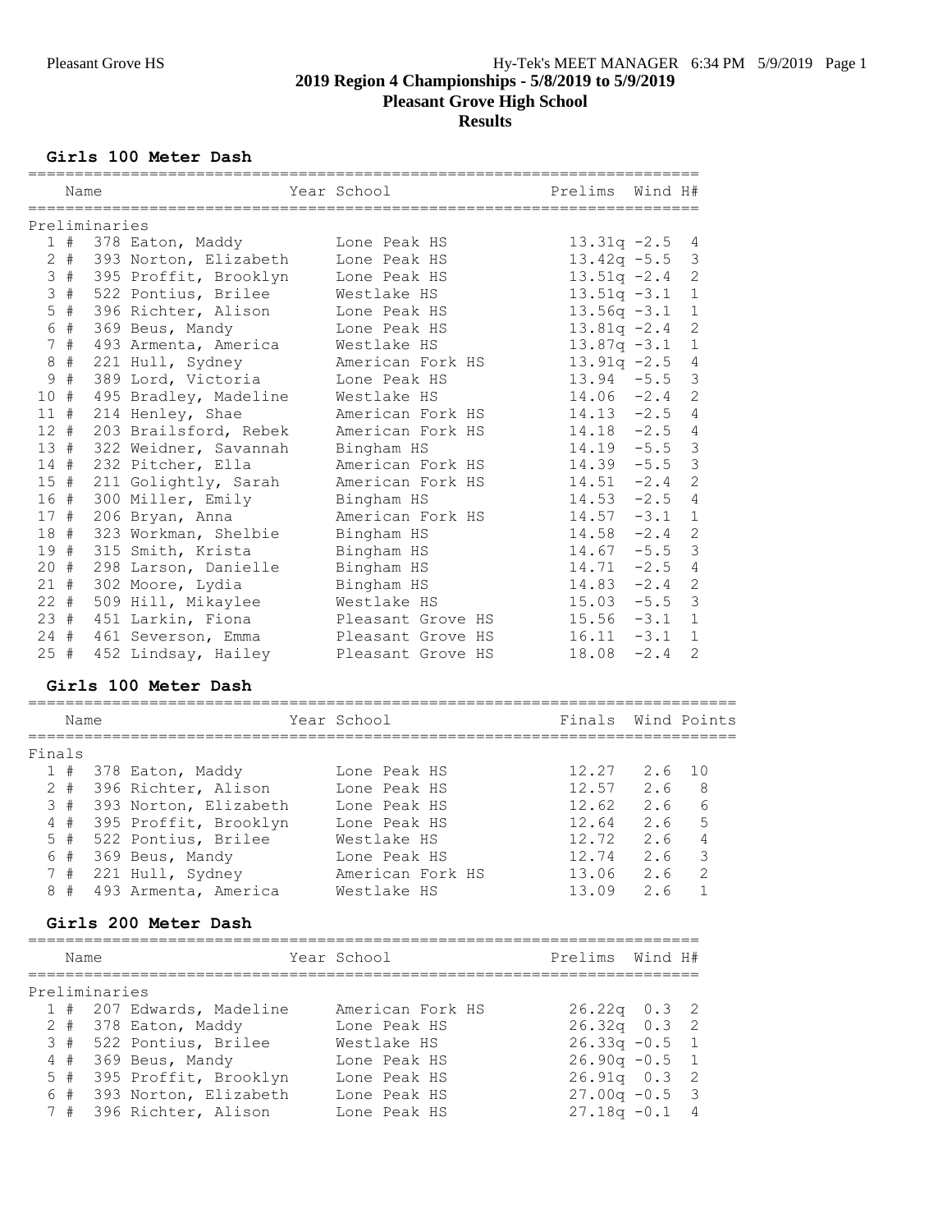# 2019 Region 4 Championships - 5/8/2019 to 5/9/2019

## Pleasant Grove High School

## Results

### Girls 100 Meter Dash

**Preliminaries**

| | Name | Year | School | Prelims | Wind | H# |
|---|---|---|---|---|---|---|
| 1 # | 378 Eaton, Maddy | | Lone Peak HS | 13.31q | -2.5 | 4 |
| 2 # | 393 Norton, Elizabeth | | Lone Peak HS | 13.42q | -5.5 | 3 |
| 3 # | 395 Proffit, Brooklyn | | Lone Peak HS | 13.51q | -2.4 | 2 |
| 3 # | 522 Pontius, Brilee | | Westlake HS | 13.51q | -3.1 | 1 |
| 5 # | 396 Richter, Alison | | Lone Peak HS | 13.56q | -3.1 | 1 |
| 6 # | 369 Beus, Mandy | | Lone Peak HS | 13.81q | -2.4 | 2 |
| 7 # | 493 Armenta, America | | Westlake HS | 13.87q | -3.1 | 1 |
| 8 # | 221 Hull, Sydney | | American Fork HS | 13.91q | -2.5 | 4 |
| 9 # | 389 Lord, Victoria | | Lone Peak HS | 13.94 | -5.5 | 3 |
| 10 # | 495 Bradley, Madeline | | Westlake HS | 14.06 | -2.4 | 2 |
| 11 # | 214 Henley, Shae | | American Fork HS | 14.13 | -2.5 | 4 |
| 12 # | 203 Brailsford, Rebek | | American Fork HS | 14.18 | -2.5 | 4 |
| 13 # | 322 Weidner, Savannah | | Bingham HS | 14.19 | -5.5 | 3 |
| 14 # | 232 Pitcher, Ella | | American Fork HS | 14.39 | -5.5 | 3 |
| 15 # | 211 Golightly, Sarah | | American Fork HS | 14.51 | -2.4 | 2 |
| 16 # | 300 Miller, Emily | | Bingham HS | 14.53 | -2.5 | 4 |
| 17 # | 206 Bryan, Anna | | American Fork HS | 14.57 | -3.1 | 1 |
| 18 # | 323 Workman, Shelbie | | Bingham HS | 14.58 | -2.4 | 2 |
| 19 # | 315 Smith, Krista | | Bingham HS | 14.67 | -5.5 | 3 |
| 20 # | 298 Larson, Danielle | | Bingham HS | 14.71 | -2.5 | 4 |
| 21 # | 302 Moore, Lydia | | Bingham HS | 14.83 | -2.4 | 2 |
| 22 # | 509 Hill, Mikaylee | | Westlake HS | 15.03 | -5.5 | 3 |
| 23 # | 451 Larkin, Fiona | | Pleasant Grove HS | 15.56 | -3.1 | 1 |
| 24 # | 461 Severson, Emma | | Pleasant Grove HS | 16.11 | -3.1 | 1 |
| 25 # | 452 Lindsay, Hailey | | Pleasant Grove HS | 18.08 | -2.4 | 2 |

### Girls 100 Meter Dash

**Finals**

| | Name | Year | School | Finals | Wind | Points |
|---|---|---|---|---|---|---|
| 1 # | 378 Eaton, Maddy | | Lone Peak HS | 12.27 | 2.6 | 10 |
| 2 # | 396 Richter, Alison | | Lone Peak HS | 12.57 | 2.6 | 8 |
| 3 # | 393 Norton, Elizabeth | | Lone Peak HS | 12.62 | 2.6 | 6 |
| 4 # | 395 Proffit, Brooklyn | | Lone Peak HS | 12.64 | 2.6 | 5 |
| 5 # | 522 Pontius, Brilee | | Westlake HS | 12.72 | 2.6 | 4 |
| 6 # | 369 Beus, Mandy | | Lone Peak HS | 12.74 | 2.6 | 3 |
| 7 # | 221 Hull, Sydney | | American Fork HS | 13.06 | 2.6 | 2 |
| 8 # | 493 Armenta, America | | Westlake HS | 13.09 | 2.6 | 1 |

### Girls 200 Meter Dash

**Preliminaries**

| | Name | Year | School | Prelims | Wind | H# |
|---|---|---|---|---|---|---|
| 1 # | 207 Edwards, Madeline | | American Fork HS | 26.22q | 0.3 | 2 |
| 2 # | 378 Eaton, Maddy | | Lone Peak HS | 26.32q | 0.3 | 2 |
| 3 # | 522 Pontius, Brilee | | Westlake HS | 26.33q | -0.5 | 1 |
| 4 # | 369 Beus, Mandy | | Lone Peak HS | 26.90q | -0.5 | 1 |
| 5 # | 395 Proffit, Brooklyn | | Lone Peak HS | 26.91q | 0.3 | 2 |
| 6 # | 393 Norton, Elizabeth | | Lone Peak HS | 27.00q | -0.5 | 3 |
| 7 # | 396 Richter, Alison | | Lone Peak HS | 27.18q | -0.1 | 4 |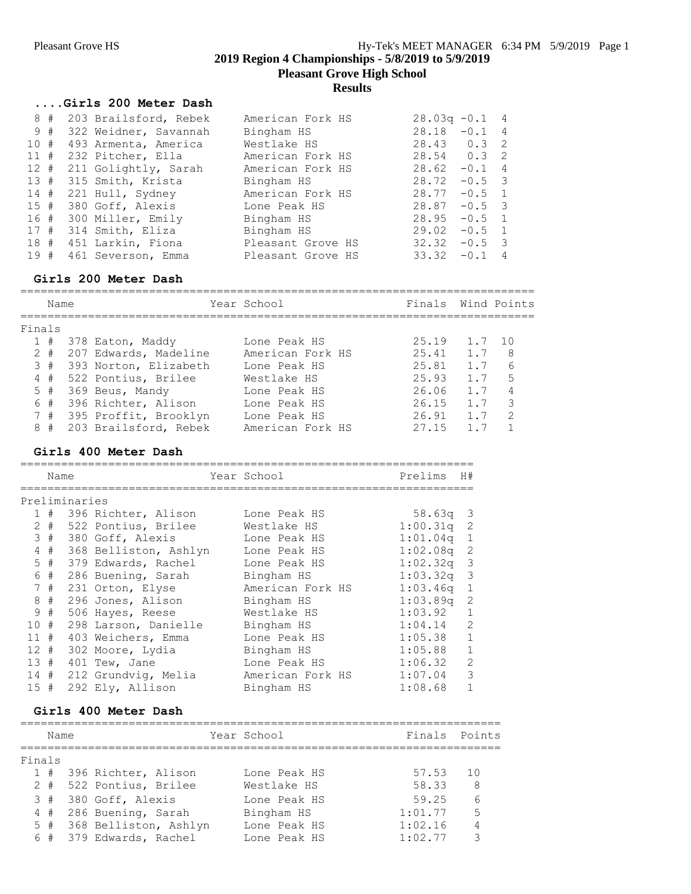## 2019 Region 4 Championships - 5/8/2019 to 5/9/2019

## Pleasant Grove High School

## Results

### ....Girls 200 Meter Dash

| Place | Name | Year | School | Prelims | Wind | H# |
|---|---|---|---|---|---|---|
| 8 # | 203 Brailsford, Rebek | | American Fork HS | 28.03q | -0.1 | 4 |
| 9 # | 322 Weidner, Savannah | | Bingham HS | 28.18 | -0.1 | 4 |
| 10 # | 493 Armenta, America | | Westlake HS | 28.43 | 0.3 | 2 |
| 11 # | 232 Pitcher, Ella | | American Fork HS | 28.54 | 0.3 | 2 |
| 12 # | 211 Golightly, Sarah | | American Fork HS | 28.62 | -0.1 | 4 |
| 13 # | 315 Smith, Krista | | Bingham HS | 28.72 | -0.5 | 3 |
| 14 # | 221 Hull, Sydney | | American Fork HS | 28.77 | -0.5 | 1 |
| 15 # | 380 Goff, Alexis | | Lone Peak HS | 28.87 | -0.5 | 3 |
| 16 # | 300 Miller, Emily | | Bingham HS | 28.95 | -0.5 | 1 |
| 17 # | 314 Smith, Eliza | | Bingham HS | 29.02 | -0.5 | 1 |
| 18 # | 451 Larkin, Fiona | | Pleasant Grove HS | 32.32 | -0.5 | 3 |
| 19 # | 461 Severson, Emma | | Pleasant Grove HS | 33.32 | -0.1 | 4 |

### Girls 200 Meter Dash

Finals

| Place | Name | Year | School | Finals | Wind | Points |
|---|---|---|---|---|---|---|
| 1 # | 378 Eaton, Maddy | | Lone Peak HS | 25.19 | 1.7 | 10 |
| 2 # | 207 Edwards, Madeline | | American Fork HS | 25.41 | 1.7 | 8 |
| 3 # | 393 Norton, Elizabeth | | Lone Peak HS | 25.81 | 1.7 | 6 |
| 4 # | 522 Pontius, Brilee | | Westlake HS | 25.93 | 1.7 | 5 |
| 5 # | 369 Beus, Mandy | | Lone Peak HS | 26.06 | 1.7 | 4 |
| 6 # | 396 Richter, Alison | | Lone Peak HS | 26.15 | 1.7 | 3 |
| 7 # | 395 Proffit, Brooklyn | | Lone Peak HS | 26.91 | 1.7 | 2 |
| 8 # | 203 Brailsford, Rebek | | American Fork HS | 27.15 | 1.7 | 1 |

### Girls 400 Meter Dash

Preliminaries

| Place | Name | Year | School | Prelims | H# |
|---|---|---|---|---|---|
| 1 # | 396 Richter, Alison | | Lone Peak HS | 58.63q | 3 |
| 2 # | 522 Pontius, Brilee | | Westlake HS | 1:00.31q | 2 |
| 3 # | 380 Goff, Alexis | | Lone Peak HS | 1:01.04q | 1 |
| 4 # | 368 Belliston, Ashlyn | | Lone Peak HS | 1:02.08q | 2 |
| 5 # | 379 Edwards, Rachel | | Lone Peak HS | 1:02.32q | 3 |
| 6 # | 286 Buening, Sarah | | Bingham HS | 1:03.32q | 3 |
| 7 # | 231 Orton, Elyse | | American Fork HS | 1:03.46q | 1 |
| 8 # | 296 Jones, Alison | | Bingham HS | 1:03.89q | 2 |
| 9 # | 506 Hayes, Reese | | Westlake HS | 1:03.92 | 1 |
| 10 # | 298 Larson, Danielle | | Bingham HS | 1:04.14 | 2 |
| 11 # | 403 Weichers, Emma | | Lone Peak HS | 1:05.38 | 1 |
| 12 # | 302 Moore, Lydia | | Bingham HS | 1:05.88 | 1 |
| 13 # | 401 Tew, Jane | | Lone Peak HS | 1:06.32 | 2 |
| 14 # | 212 Grundvig, Melia | | American Fork HS | 1:07.04 | 3 |
| 15 # | 292 Ely, Allison | | Bingham HS | 1:08.68 | 1 |

### Girls 400 Meter Dash

Finals

| Place | Name | Year | School | Finals | Points |
|---|---|---|---|---|---|
| 1 # | 396 Richter, Alison | | Lone Peak HS | 57.53 | 10 |
| 2 # | 522 Pontius, Brilee | | Westlake HS | 58.33 | 8 |
| 3 # | 380 Goff, Alexis | | Lone Peak HS | 59.25 | 6 |
| 4 # | 286 Buening, Sarah | | Bingham HS | 1:01.77 | 5 |
| 5 # | 368 Belliston, Ashlyn | | Lone Peak HS | 1:02.16 | 4 |
| 6 # | 379 Edwards, Rachel | | Lone Peak HS | 1:02.77 | 3 |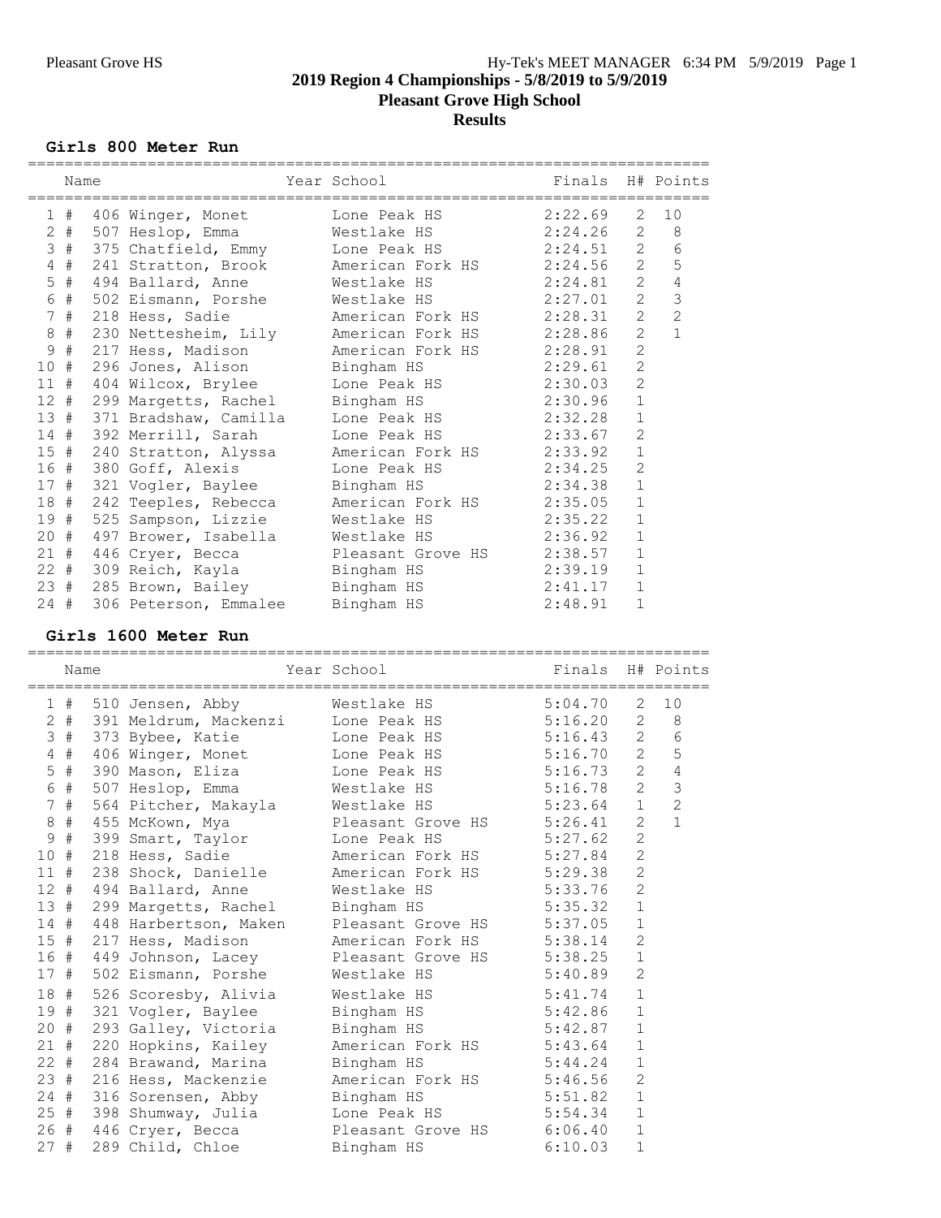# 2019 Region 4 Championships - 5/8/2019 to 5/9/2019

## Pleasant Grove High School

## Results

### Girls 800 Meter Run

| | Name | Year | School | Finals | H# | Points |
|---|---|---|---|---|---|---|
| 1 # | 406 Winger, Monet | | Lone Peak HS | 2:22.69 | 2 | 10 |
| 2 # | 507 Heslop, Emma | | Westlake HS | 2:24.26 | 2 | 8 |
| 3 # | 375 Chatfield, Emmy | | Lone Peak HS | 2:24.51 | 2 | 6 |
| 4 # | 241 Stratton, Brook | | American Fork HS | 2:24.56 | 2 | 5 |
| 5 # | 494 Ballard, Anne | | Westlake HS | 2:24.81 | 2 | 4 |
| 6 # | 502 Eismann, Porshe | | Westlake HS | 2:27.01 | 2 | 3 |
| 7 # | 218 Hess, Sadie | | American Fork HS | 2:28.31 | 2 | 2 |
| 8 # | 230 Nettesheim, Lily | | American Fork HS | 2:28.86 | 2 | 1 |
| 9 # | 217 Hess, Madison | | American Fork HS | 2:28.91 | 2 | |
| 10 # | 296 Jones, Alison | | Bingham HS | 2:29.61 | 2 | |
| 11 # | 404 Wilcox, Brylee | | Lone Peak HS | 2:30.03 | 2 | |
| 12 # | 299 Margetts, Rachel | | Bingham HS | 2:30.96 | 1 | |
| 13 # | 371 Bradshaw, Camilla | | Lone Peak HS | 2:32.28 | 1 | |
| 14 # | 392 Merrill, Sarah | | Lone Peak HS | 2:33.67 | 2 | |
| 15 # | 240 Stratton, Alyssa | | American Fork HS | 2:33.92 | 1 | |
| 16 # | 380 Goff, Alexis | | Lone Peak HS | 2:34.25 | 2 | |
| 17 # | 321 Vogler, Baylee | | Bingham HS | 2:34.38 | 1 | |
| 18 # | 242 Teeples, Rebecca | | American Fork HS | 2:35.05 | 1 | |
| 19 # | 525 Sampson, Lizzie | | Westlake HS | 2:35.22 | 1 | |
| 20 # | 497 Brower, Isabella | | Westlake HS | 2:36.92 | 1 | |
| 21 # | 446 Cryer, Becca | | Pleasant Grove HS | 2:38.57 | 1 | |
| 22 # | 309 Reich, Kayla | | Bingham HS | 2:39.19 | 1 | |
| 23 # | 285 Brown, Bailey | | Bingham HS | 2:41.17 | 1 | |
| 24 # | 306 Peterson, Emmalee | | Bingham HS | 2:48.91 | 1 | |

### Girls 1600 Meter Run

| | Name | Year | School | Finals | H# | Points |
|---|---|---|---|---|---|---|
| 1 # | 510 Jensen, Abby | | Westlake HS | 5:04.70 | 2 | 10 |
| 2 # | 391 Meldrum, Mackenzi | | Lone Peak HS | 5:16.20 | 2 | 8 |
| 3 # | 373 Bybee, Katie | | Lone Peak HS | 5:16.43 | 2 | 6 |
| 4 # | 406 Winger, Monet | | Lone Peak HS | 5:16.70 | 2 | 5 |
| 5 # | 390 Mason, Eliza | | Lone Peak HS | 5:16.73 | 2 | 4 |
| 6 # | 507 Heslop, Emma | | Westlake HS | 5:16.78 | 2 | 3 |
| 7 # | 564 Pitcher, Makayla | | Westlake HS | 5:23.64 | 1 | 2 |
| 8 # | 455 McKown, Mya | | Pleasant Grove HS | 5:26.41 | 2 | 1 |
| 9 # | 399 Smart, Taylor | | Lone Peak HS | 5:27.62 | 2 | |
| 10 # | 218 Hess, Sadie | | American Fork HS | 5:27.84 | 2 | |
| 11 # | 238 Shock, Danielle | | American Fork HS | 5:29.38 | 2 | |
| 12 # | 494 Ballard, Anne | | Westlake HS | 5:33.76 | 2 | |
| 13 # | 299 Margetts, Rachel | | Bingham HS | 5:35.32 | 1 | |
| 14 # | 448 Harbertson, Maken | | Pleasant Grove HS | 5:37.05 | 1 | |
| 15 # | 217 Hess, Madison | | American Fork HS | 5:38.14 | 2 | |
| 16 # | 449 Johnson, Lacey | | Pleasant Grove HS | 5:38.25 | 1 | |
| 17 # | 502 Eismann, Porshe | | Westlake HS | 5:40.89 | 2 | |
| 18 # | 526 Scoresby, Alivia | | Westlake HS | 5:41.74 | 1 | |
| 19 # | 321 Vogler, Baylee | | Bingham HS | 5:42.86 | 1 | |
| 20 # | 293 Galley, Victoria | | Bingham HS | 5:42.87 | 1 | |
| 21 # | 220 Hopkins, Kailey | | American Fork HS | 5:43.64 | 1 | |
| 22 # | 284 Brawand, Marina | | Bingham HS | 5:44.24 | 1 | |
| 23 # | 216 Hess, Mackenzie | | American Fork HS | 5:46.56 | 2 | |
| 24 # | 316 Sorensen, Abby | | Bingham HS | 5:51.82 | 1 | |
| 25 # | 398 Shumway, Julia | | Lone Peak HS | 5:54.34 | 1 | |
| 26 # | 446 Cryer, Becca | | Pleasant Grove HS | 6:06.40 | 1 | |
| 27 # | 289 Child, Chloe | | Bingham HS | 6:10.03 | 1 | |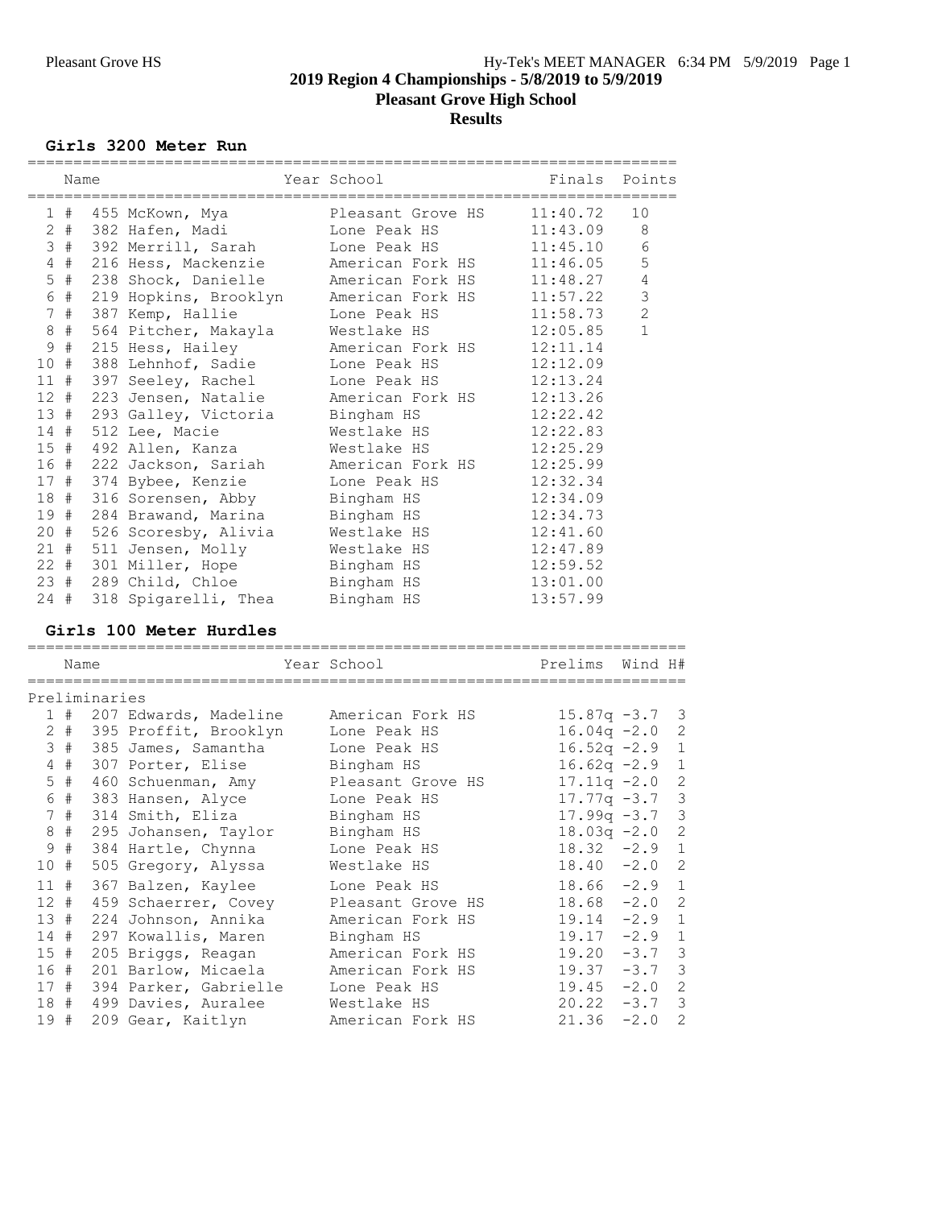## 2019 Region 4 Championships - 5/8/2019 to 5/9/2019
## Pleasant Grove High School
## Results

### Girls 3200 Meter Run

| Place | Name | Year | School | Finals | Points |
|---|---|---|---|---|---|
| 1 # | 455 McKown, Mya | | Pleasant Grove HS | 11:40.72 | 10 |
| 2 # | 382 Hafen, Madi | | Lone Peak HS | 11:43.09 | 8 |
| 3 # | 392 Merrill, Sarah | | Lone Peak HS | 11:45.10 | 6 |
| 4 # | 216 Hess, Mackenzie | | American Fork HS | 11:46.05 | 5 |
| 5 # | 238 Shock, Danielle | | American Fork HS | 11:48.27 | 4 |
| 6 # | 219 Hopkins, Brooklyn | | American Fork HS | 11:57.22 | 3 |
| 7 # | 387 Kemp, Hallie | | Lone Peak HS | 11:58.73 | 2 |
| 8 # | 564 Pitcher, Makayla | | Westlake HS | 12:05.85 | 1 |
| 9 # | 215 Hess, Hailey | | American Fork HS | 12:11.14 | |
| 10 # | 388 Lehnhof, Sadie | | Lone Peak HS | 12:12.09 | |
| 11 # | 397 Seeley, Rachel | | Lone Peak HS | 12:13.24 | |
| 12 # | 223 Jensen, Natalie | | American Fork HS | 12:13.26 | |
| 13 # | 293 Galley, Victoria | | Bingham HS | 12:22.42 | |
| 14 # | 512 Lee, Macie | | Westlake HS | 12:22.83 | |
| 15 # | 492 Allen, Kanza | | Westlake HS | 12:25.29 | |
| 16 # | 222 Jackson, Sariah | | American Fork HS | 12:25.99 | |
| 17 # | 374 Bybee, Kenzie | | Lone Peak HS | 12:32.34 | |
| 18 # | 316 Sorensen, Abby | | Bingham HS | 12:34.09 | |
| 19 # | 284 Brawand, Marina | | Bingham HS | 12:34.73 | |
| 20 # | 526 Scoresby, Alivia | | Westlake HS | 12:41.60 | |
| 21 # | 511 Jensen, Molly | | Westlake HS | 12:47.89 | |
| 22 # | 301 Miller, Hope | | Bingham HS | 12:59.52 | |
| 23 # | 289 Child, Chloe | | Bingham HS | 13:01.00 | |
| 24 # | 318 Spigarelli, Thea | | Bingham HS | 13:57.99 | |

### Girls 100 Meter Hurdles

Preliminaries

| Place | Name | Year | School | Prelims | Wind | H# |
|---|---|---|---|---|---|---|
| 1 # | 207 Edwards, Madeline | | American Fork HS | 15.87q | -3.7 | 3 |
| 2 # | 395 Proffit, Brooklyn | | Lone Peak HS | 16.04q | -2.0 | 2 |
| 3 # | 385 James, Samantha | | Lone Peak HS | 16.52q | -2.9 | 1 |
| 4 # | 307 Porter, Elise | | Bingham HS | 16.62q | -2.9 | 1 |
| 5 # | 460 Schuenman, Amy | | Pleasant Grove HS | 17.11q | -2.0 | 2 |
| 6 # | 383 Hansen, Alyce | | Lone Peak HS | 17.77q | -3.7 | 3 |
| 7 # | 314 Smith, Eliza | | Bingham HS | 17.99q | -3.7 | 3 |
| 8 # | 295 Johansen, Taylor | | Bingham HS | 18.03q | -2.0 | 2 |
| 9 # | 384 Hartle, Chynna | | Lone Peak HS | 18.32 | -2.9 | 1 |
| 10 # | 505 Gregory, Alyssa | | Westlake HS | 18.40 | -2.0 | 2 |
| 11 # | 367 Balzen, Kaylee | | Lone Peak HS | 18.66 | -2.9 | 1 |
| 12 # | 459 Schaerrer, Covey | | Pleasant Grove HS | 18.68 | -2.0 | 2 |
| 13 # | 224 Johnson, Annika | | American Fork HS | 19.14 | -2.9 | 1 |
| 14 # | 297 Kowallis, Maren | | Bingham HS | 19.17 | -2.9 | 1 |
| 15 # | 205 Briggs, Reagan | | American Fork HS | 19.20 | -3.7 | 3 |
| 16 # | 201 Barlow, Micaela | | American Fork HS | 19.37 | -3.7 | 3 |
| 17 # | 394 Parker, Gabrielle | | Lone Peak HS | 19.45 | -2.0 | 2 |
| 18 # | 499 Davies, Auralee | | Westlake HS | 20.22 | -3.7 | 3 |
| 19 # | 209 Gear, Kaitlyn | | American Fork HS | 21.36 | -2.0 | 2 |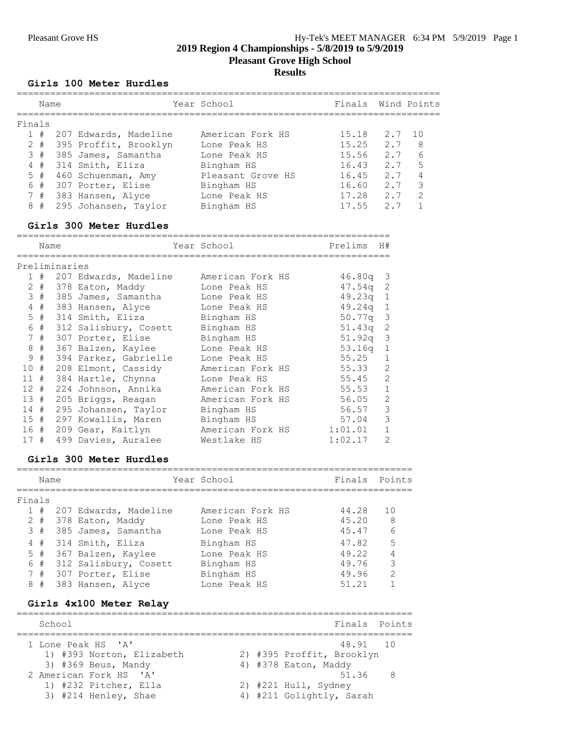## 2019 Region 4 Championships - 5/8/2019 to 5/9/2019

## Pleasant Grove High School

## Results

### Girls 100 Meter Hurdles

Finals

| Place | # | Name | Year | School | Finals | Wind | Points |
|---|---|---|---|---|---|---|---|
| 1 | # 207 | Edwards, Madeline | | American Fork HS | 15.18 | 2.7 | 10 |
| 2 | # 395 | Proffit, Brooklyn | | Lone Peak HS | 15.25 | 2.7 | 8 |
| 3 | # 385 | James, Samantha | | Lone Peak HS | 15.56 | 2.7 | 6 |
| 4 | # 314 | Smith, Eliza | | Bingham HS | 16.43 | 2.7 | 5 |
| 5 | # 460 | Schuenman, Amy | | Pleasant Grove HS | 16.45 | 2.7 | 4 |
| 6 | # 307 | Porter, Elise | | Bingham HS | 16.60 | 2.7 | 3 |
| 7 | # 383 | Hansen, Alyce | | Lone Peak HS | 17.28 | 2.7 | 2 |
| 8 | # 295 | Johansen, Taylor | | Bingham HS | 17.55 | 2.7 | 1 |

### Girls 300 Meter Hurdles

Preliminaries

| Place | # | Name | Year | School | Prelims | H# |
|---|---|---|---|---|---|---|
| 1 | # 207 | Edwards, Madeline | | American Fork HS | 46.80q | 3 |
| 2 | # 378 | Eaton, Maddy | | Lone Peak HS | 47.54q | 2 |
| 3 | # 385 | James, Samantha | | Lone Peak HS | 49.23q | 1 |
| 4 | # 383 | Hansen, Alyce | | Lone Peak HS | 49.24q | 1 |
| 5 | # 314 | Smith, Eliza | | Bingham HS | 50.77q | 3 |
| 6 | # 312 | Salisbury, Cosett | | Bingham HS | 51.43q | 2 |
| 7 | # 307 | Porter, Elise | | Bingham HS | 51.92q | 3 |
| 8 | # 367 | Balzen, Kaylee | | Lone Peak HS | 53.16q | 1 |
| 9 | # 394 | Parker, Gabrielle | | Lone Peak HS | 55.25 | 1 |
| 10 | # 208 | Elmont, Cassidy | | American Fork HS | 55.33 | 2 |
| 11 | # 384 | Hartle, Chynna | | Lone Peak HS | 55.45 | 2 |
| 12 | # 224 | Johnson, Annika | | American Fork HS | 55.53 | 1 |
| 13 | # 205 | Briggs, Reagan | | American Fork HS | 56.05 | 2 |
| 14 | # 295 | Johansen, Taylor | | Bingham HS | 56.57 | 3 |
| 15 | # 297 | Kowallis, Maren | | Bingham HS | 57.04 | 3 |
| 16 | # 209 | Gear, Kaitlyn | | American Fork HS | 1:01.01 | 1 |
| 17 | # 499 | Davies, Auralee | | Westlake HS | 1:02.17 | 2 |

### Girls 300 Meter Hurdles

Finals

| Place | # | Name | Year | School | Finals | Points |
|---|---|---|---|---|---|---|
| 1 | # 207 | Edwards, Madeline | | American Fork HS | 44.28 | 10 |
| 2 | # 378 | Eaton, Maddy | | Lone Peak HS | 45.20 | 8 |
| 3 | # 385 | James, Samantha | | Lone Peak HS | 45.47 | 6 |
| 4 | # 314 | Smith, Eliza | | Bingham HS | 47.82 | 5 |
| 5 | # 367 | Balzen, Kaylee | | Lone Peak HS | 49.22 | 4 |
| 6 | # 312 | Salisbury, Cosett | | Bingham HS | 49.76 | 3 |
| 7 | # 307 | Porter, Elise | | Bingham HS | 49.96 | 2 |
| 8 | # 383 | Hansen, Alyce | | Lone Peak HS | 51.21 | 1 |

### Girls 4x100 Meter Relay

| Place | School | Finals | Points |
|---|---|---|---|
| 1 | Lone Peak HS 'A' | 48.91 | 10 |
| | 1) #393 Norton, Elizabeth; 2) #395 Proffit, Brooklyn; 3) #369 Beus, Mandy; 4) #378 Eaton, Maddy | | |
| 2 | American Fork HS 'A' | 51.36 | 8 |
| | 1) #232 Pitcher, Ella; 2) #221 Hull, Sydney; 3) #214 Henley, Shae; 4) #211 Golightly, Sarah | | |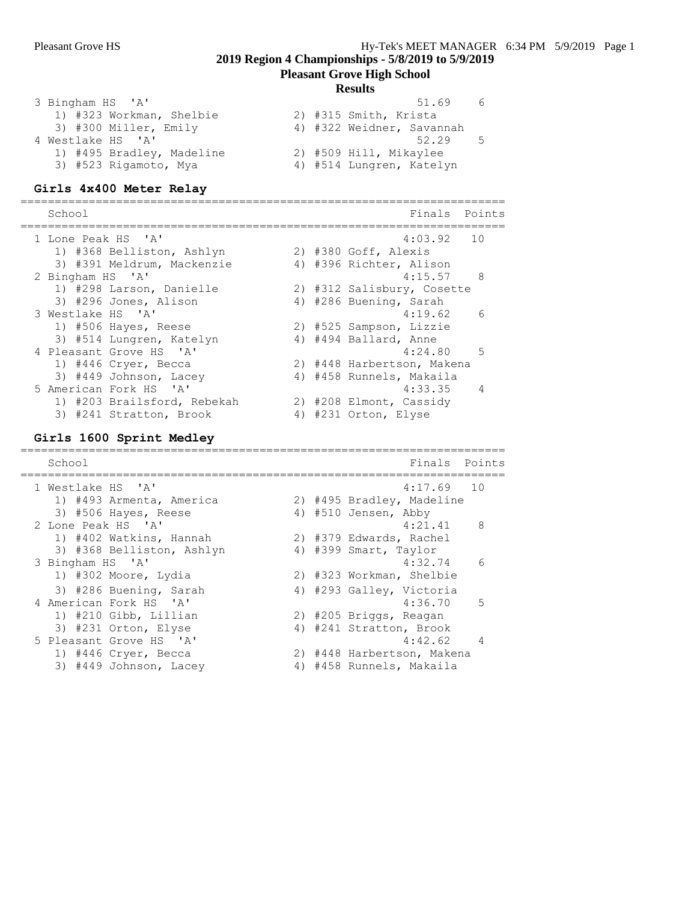## 2019 Region 4 Championships - 5/8/2019 to 5/9/2019

## Pleasant Grove High School

## Results

```
 3 Bingham HS  'A'                                     51.69    6
    1) #323 Workman, Shelbie          2) #315 Smith, Krista
    3) #300 Miller, Emily             4) #322 Weidner, Savannah
 4 Westlake HS  'A'                                    52.29    5
    1) #495 Bradley, Madeline         2) #509 Hill, Mikaylee
    3) #523 Rigamoto, Mya             4) #514 Lungren, Katelyn
```

### Girls 4x400 Meter Relay

```
=======================================================================
    School                                            Finals  Points
=======================================================================
 1 Lone Peak HS  'A'                                 4:03.92   10
    1) #368 Belliston, Ashlyn         2) #380 Goff, Alexis
    3) #391 Meldrum, Mackenzie        4) #396 Richter, Alison
 2 Bingham HS  'A'                                   4:15.57    8
    1) #298 Larson, Danielle          2) #312 Salisbury, Cosette
    3) #296 Jones, Alison             4) #286 Buening, Sarah
 3 Westlake HS  'A'                                  4:19.62    6
    1) #506 Hayes, Reese              2) #525 Sampson, Lizzie
    3) #514 Lungren, Katelyn          4) #494 Ballard, Anne
 4 Pleasant Grove HS  'A'                            4:24.80    5
    1) #446 Cryer, Becca              2) #448 Harbertson, Makena
    3) #449 Johnson, Lacey            4) #458 Runnels, Makaila
 5 American Fork HS  'A'                             4:33.35    4
    1) #203 Brailsford, Rebekah       2) #208 Elmont, Cassidy
    3) #241 Stratton, Brook           4) #231 Orton, Elyse
```

### Girls 1600 Sprint Medley

```
=======================================================================
    School                                            Finals  Points
=======================================================================
 1 Westlake HS  'A'                                  4:17.69   10
    1) #493 Armenta, America          2) #495 Bradley, Madeline
    3) #506 Hayes, Reese              4) #510 Jensen, Abby
 2 Lone Peak HS  'A'                                 4:21.41    8
    1) #402 Watkins, Hannah           2) #379 Edwards, Rachel
    3) #368 Belliston, Ashlyn         4) #399 Smart, Taylor
 3 Bingham HS  'A'                                   4:32.74    6
    1) #302 Moore, Lydia              2) #323 Workman, Shelbie
    3) #286 Buening, Sarah            4) #293 Galley, Victoria
 4 American Fork HS  'A'                             4:36.70    5
    1) #210 Gibb, Lillian             2) #205 Briggs, Reagan
    3) #231 Orton, Elyse              4) #241 Stratton, Brook
 5 Pleasant Grove HS  'A'                            4:42.62    4
    1) #446 Cryer, Becca              2) #448 Harbertson, Makena
    3) #449 Johnson, Lacey            4) #458 Runnels, Makaila
```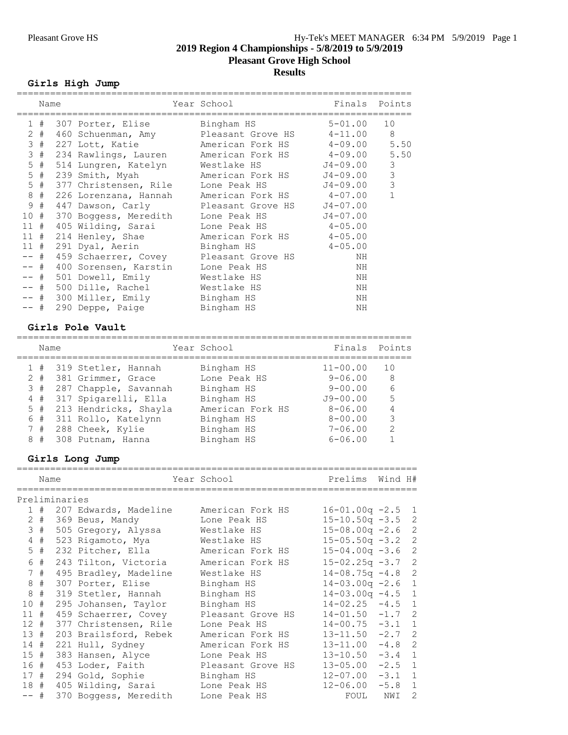**2019 Region 4 Championships - 5/8/2019 to 5/9/2019**

**Pleasant Grove High School**

**Results**

## Girls High Jump

| Place | Name | Year | School | Finals | Points |
|---|---|---|---|---|---|
| 1 # | 307 Porter, Elise | | Bingham HS | 5-01.00 | 10 |
| 2 # | 460 Schuenman, Amy | | Pleasant Grove HS | 4-11.00 | 8 |
| 3 # | 227 Lott, Katie | | American Fork HS | 4-09.00 | 5.50 |
| 3 # | 234 Rawlings, Lauren | | American Fork HS | 4-09.00 | 5.50 |
| 5 # | 514 Lungren, Katelyn | | Westlake HS | J4-09.00 | 3 |
| 5 # | 239 Smith, Myah | | American Fork HS | J4-09.00 | 3 |
| 5 # | 377 Christensen, Rile | | Lone Peak HS | J4-09.00 | 3 |
| 8 # | 226 Lorenzana, Hannah | | American Fork HS | 4-07.00 | 1 |
| 9 # | 447 Dawson, Carly | | Pleasant Grove HS | J4-07.00 | |
| 10 # | 370 Boggess, Meredith | | Lone Peak HS | J4-07.00 | |
| 11 # | 405 Wilding, Sarai | | Lone Peak HS | 4-05.00 | |
| 11 # | 214 Henley, Shae | | American Fork HS | 4-05.00 | |
| 11 # | 291 Dyal, Aerin | | Bingham HS | 4-05.00 | |
| -- # | 459 Schaerrer, Covey | | Pleasant Grove HS | NH | |
| -- # | 400 Sorensen, Karstin | | Lone Peak HS | NH | |
| -- # | 501 Dowell, Emily | | Westlake HS | NH | |
| -- # | 500 Dille, Rachel | | Westlake HS | NH | |
| -- # | 300 Miller, Emily | | Bingham HS | NH | |
| -- # | 290 Deppe, Paige | | Bingham HS | NH | |

## Girls Pole Vault

| Place | Name | Year | School | Finals | Points |
|---|---|---|---|---|---|
| 1 # | 319 Stetler, Hannah | | Bingham HS | 11-00.00 | 10 |
| 2 # | 381 Grimmer, Grace | | Lone Peak HS | 9-06.00 | 8 |
| 3 # | 287 Chapple, Savannah | | Bingham HS | 9-00.00 | 6 |
| 4 # | 317 Spigarelli, Ella | | Bingham HS | J9-00.00 | 5 |
| 5 # | 213 Hendricks, Shayla | | American Fork HS | 8-06.00 | 4 |
| 6 # | 311 Rollo, Katelynn | | Bingham HS | 8-00.00 | 3 |
| 7 # | 288 Cheek, Kylie | | Bingham HS | 7-06.00 | 2 |
| 8 # | 308 Putnam, Hanna | | Bingham HS | 6-06.00 | 1 |

## Girls Long Jump

Preliminaries

| Place | Name | Year | School | Prelims | Wind | H# |
|---|---|---|---|---|---|---|
| 1 # | 207 Edwards, Madeline | | American Fork HS | 16-01.00q | -2.5 | 1 |
| 2 # | 369 Beus, Mandy | | Lone Peak HS | 15-10.50q | -3.5 | 2 |
| 3 # | 505 Gregory, Alyssa | | Westlake HS | 15-08.00q | -2.6 | 2 |
| 4 # | 523 Rigamoto, Mya | | Westlake HS | 15-05.50q | -3.2 | 2 |
| 5 # | 232 Pitcher, Ella | | American Fork HS | 15-04.00q | -3.6 | 2 |
| 6 # | 243 Tilton, Victoria | | American Fork HS | 15-02.25q | -3.7 | 2 |
| 7 # | 495 Bradley, Madeline | | Westlake HS | 14-08.75q | -4.8 | 2 |
| 8 # | 307 Porter, Elise | | Bingham HS | 14-03.00q | -2.6 | 1 |
| 8 # | 319 Stetler, Hannah | | Bingham HS | 14-03.00q | -4.5 | 1 |
| 10 # | 295 Johansen, Taylor | | Bingham HS | 14-02.25 | -4.5 | 1 |
| 11 # | 459 Schaerrer, Covey | | Pleasant Grove HS | 14-01.50 | -1.7 | 2 |
| 12 # | 377 Christensen, Rile | | Lone Peak HS | 14-00.75 | -3.1 | 1 |
| 13 # | 203 Brailsford, Rebek | | American Fork HS | 13-11.50 | -2.7 | 2 |
| 14 # | 221 Hull, Sydney | | American Fork HS | 13-11.00 | -4.8 | 2 |
| 15 # | 383 Hansen, Alyce | | Lone Peak HS | 13-10.50 | -3.4 | 1 |
| 16 # | 453 Loder, Faith | | Pleasant Grove HS | 13-05.00 | -2.5 | 1 |
| 17 # | 294 Gold, Sophie | | Bingham HS | 12-07.00 | -3.1 | 1 |
| 18 # | 405 Wilding, Sarai | | Lone Peak HS | 12-06.00 | -5.8 | 1 |
| -- # | 370 Boggess, Meredith | | Lone Peak HS | FOUL | NWI | 2 |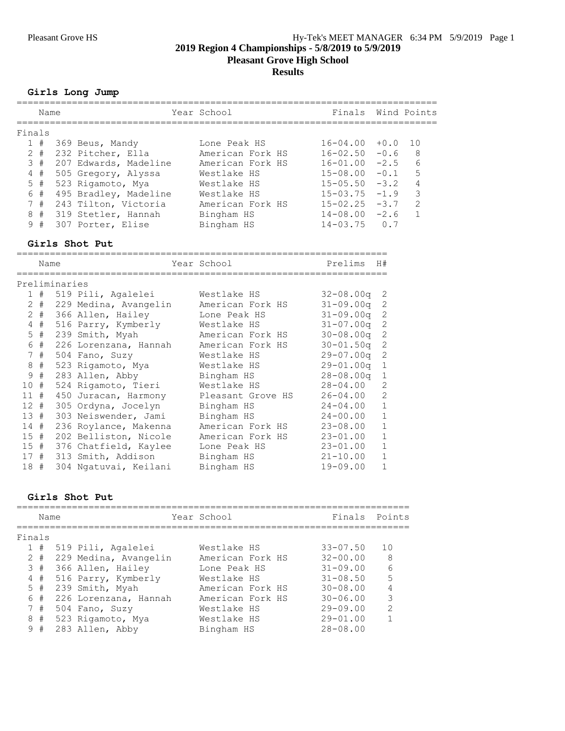## 2019 Region 4 Championships - 5/8/2019 to 5/9/2019

## Pleasant Grove High School

## Results

### Girls Long Jump

| | Name | Year | School | Finals | Wind | Points |
|---|---|---|---|---|---|---|
| **Finals** | | | | | | |
| 1 # | 369 Beus, Mandy | | Lone Peak HS | 16-04.00 | +0.0 | 10 |
| 2 # | 232 Pitcher, Ella | | American Fork HS | 16-02.50 | -0.6 | 8 |
| 3 # | 207 Edwards, Madeline | | American Fork HS | 16-01.00 | -2.5 | 6 |
| 4 # | 505 Gregory, Alyssa | | Westlake HS | 15-08.00 | -0.1 | 5 |
| 5 # | 523 Rigamoto, Mya | | Westlake HS | 15-05.50 | -3.2 | 4 |
| 6 # | 495 Bradley, Madeline | | Westlake HS | 15-03.75 | -1.9 | 3 |
| 7 # | 243 Tilton, Victoria | | American Fork HS | 15-02.25 | -3.7 | 2 |
| 8 # | 319 Steler, Hannah | | Bingham HS | 14-08.00 | -2.6 | 1 |
| 9 # | 307 Porter, Elise | | Bingham HS | 14-03.75 | 0.7 | |

### Girls Shot Put

| | Name | Year | School | Prelims | H# |
|---|---|---|---|---|---|
| **Preliminaries** | | | | | |
| 1 # | 519 Pili, Agalelei | | Westlake HS | 32-08.00q | 2 |
| 2 # | 229 Medina, Avangelin | | American Fork HS | 31-09.00q | 2 |
| 2 # | 366 Allen, Hailey | | Lone Peak HS | 31-09.00q | 2 |
| 4 # | 516 Parry, Kymberly | | Westlake HS | 31-07.00q | 2 |
| 5 # | 239 Smith, Myah | | American Fork HS | 30-08.00q | 2 |
| 6 # | 226 Lorenzana, Hannah | | American Fork HS | 30-01.50q | 2 |
| 7 # | 504 Fano, Suzy | | Westlake HS | 29-07.00q | 2 |
| 8 # | 523 Rigamoto, Mya | | Westlake HS | 29-01.00q | 1 |
| 9 # | 283 Allen, Abby | | Bingham HS | 28-08.00q | 1 |
| 10 # | 524 Rigamoto, Tieri | | Westlake HS | 28-04.00 | 2 |
| 11 # | 450 Juracan, Harmony | | Pleasant Grove HS | 26-04.00 | 2 |
| 12 # | 305 Ordyna, Jocelyn | | Bingham HS | 24-04.00 | 1 |
| 13 # | 303 Neiswender, Jami | | Bingham HS | 24-00.00 | 1 |
| 14 # | 236 Roylance, Makenna | | American Fork HS | 23-08.00 | 1 |
| 15 # | 202 Belliston, Nicole | | American Fork HS | 23-01.00 | 1 |
| 15 # | 376 Chatfield, Kaylee | | Lone Peak HS | 23-01.00 | 1 |
| 17 # | 313 Smith, Addison | | Bingham HS | 21-10.00 | 1 |
| 18 # | 304 Ngatuvai, Keilani | | Bingham HS | 19-09.00 | 1 |

### Girls Shot Put

| | Name | Year | School | Finals | Points |
|---|---|---|---|---|---|
| **Finals** | | | | | |
| 1 # | 519 Pili, Agalelei | | Westlake HS | 33-07.50 | 10 |
| 2 # | 229 Medina, Avangelin | | American Fork HS | 32-00.00 | 8 |
| 3 # | 366 Allen, Hailey | | Lone Peak HS | 31-09.00 | 6 |
| 4 # | 516 Parry, Kymberly | | Westlake HS | 31-08.50 | 5 |
| 5 # | 239 Smith, Myah | | American Fork HS | 30-08.00 | 4 |
| 6 # | 226 Lorenzana, Hannah | | American Fork HS | 30-06.00 | 3 |
| 7 # | 504 Fano, Suzy | | Westlake HS | 29-09.00 | 2 |
| 8 # | 523 Rigamoto, Mya | | Westlake HS | 29-01.00 | 1 |
| 9 # | 283 Allen, Abby | | Bingham HS | 28-08.00 | |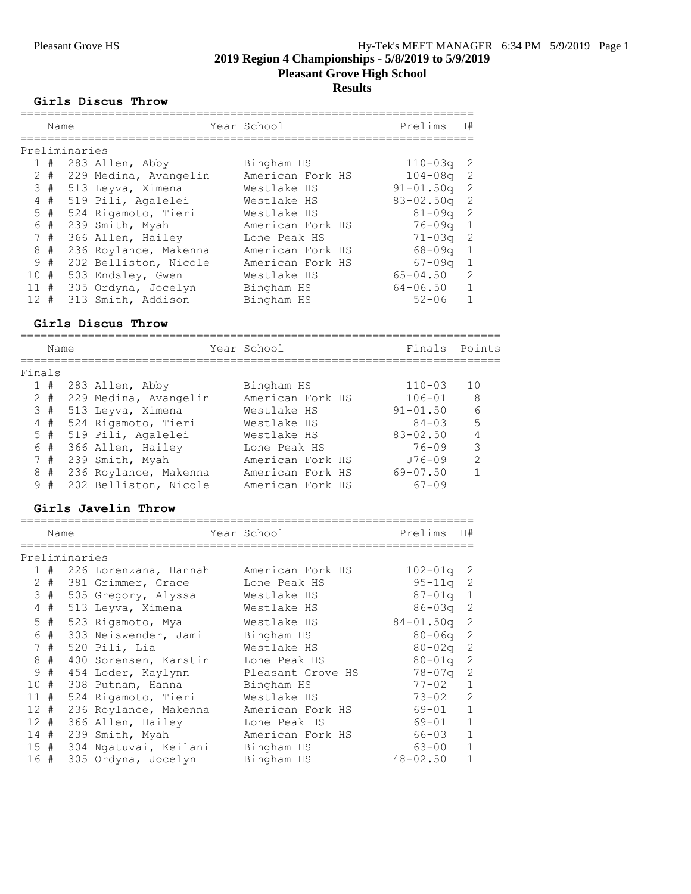## 2019 Region 4 Championships - 5/8/2019 to 5/9/2019

## Pleasant Grove High School

## Results

### Girls Discus Throw

**Preliminaries**

| Place | # | Name | Year | School | Prelims | H# |
|---|---|---|---|---|---|---|
| 1 | # | 283 Allen, Abby | | Bingham HS | 110-03q | 2 |
| 2 | # | 229 Medina, Avangelin | | American Fork HS | 104-08q | 2 |
| 3 | # | 513 Leyva, Ximena | | Westlake HS | 91-01.50q | 2 |
| 4 | # | 519 Pili, Agalelei | | Westlake HS | 83-02.50q | 2 |
| 5 | # | 524 Rigamoto, Tieri | | Westlake HS | 81-09q | 2 |
| 6 | # | 239 Smith, Myah | | American Fork HS | 76-09q | 1 |
| 7 | # | 366 Allen, Hailey | | Lone Peak HS | 71-03q | 2 |
| 8 | # | 236 Roylance, Makenna | | American Fork HS | 68-09q | 1 |
| 9 | # | 202 Belliston, Nicole | | American Fork HS | 67-09q | 1 |
| 10 | # | 503 Endsley, Gwen | | Westlake HS | 65-04.50 | 2 |
| 11 | # | 305 Ordyna, Jocelyn | | Bingham HS | 64-06.50 | 1 |
| 12 | # | 313 Smith, Addison | | Bingham HS | 52-06 | 1 |

### Girls Discus Throw

**Finals**

| Place | # | Name | Year | School | Finals | Points |
|---|---|---|---|---|---|---|
| 1 | # | 283 Allen, Abby | | Bingham HS | 110-03 | 10 |
| 2 | # | 229 Medina, Avangelin | | American Fork HS | 106-01 | 8 |
| 3 | # | 513 Leyva, Ximena | | Westlake HS | 91-01.50 | 6 |
| 4 | # | 524 Rigamoto, Tieri | | Westlake HS | 84-03 | 5 |
| 5 | # | 519 Pili, Agalelei | | Westlake HS | 83-02.50 | 4 |
| 6 | # | 366 Allen, Hailey | | Lone Peak HS | 76-09 | 3 |
| 7 | # | 239 Smith, Myah | | American Fork HS | J76-09 | 2 |
| 8 | # | 236 Roylance, Makenna | | American Fork HS | 69-07.50 | 1 |
| 9 | # | 202 Belliston, Nicole | | American Fork HS | 67-09 | |

### Girls Javelin Throw

**Preliminaries**

| Place | # | Name | Year | School | Prelims | H# |
|---|---|---|---|---|---|---|
| 1 | # | 226 Lorenzana, Hannah | | American Fork HS | 102-01q | 2 |
| 2 | # | 381 Grimmer, Grace | | Lone Peak HS | 95-11q | 2 |
| 3 | # | 505 Gregory, Alyssa | | Westlake HS | 87-01q | 1 |
| 4 | # | 513 Leyva, Ximena | | Westlake HS | 86-03q | 2 |
| 5 | # | 523 Rigamoto, Mya | | Westlake HS | 84-01.50q | 2 |
| 6 | # | 303 Neiswender, Jami | | Bingham HS | 80-06q | 2 |
| 7 | # | 520 Pili, Lia | | Westlake HS | 80-02q | 2 |
| 8 | # | 400 Sorensen, Karstin | | Lone Peak HS | 80-01q | 2 |
| 9 | # | 454 Loder, Kaylynn | | Pleasant Grove HS | 78-07q | 2 |
| 10 | # | 308 Putnam, Hanna | | Bingham HS | 77-02 | 1 |
| 11 | # | 524 Rigamoto, Tieri | | Westlake HS | 73-02 | 2 |
| 12 | # | 236 Roylance, Makenna | | American Fork HS | 69-01 | 1 |
| 12 | # | 366 Allen, Hailey | | Lone Peak HS | 69-01 | 1 |
| 14 | # | 239 Smith, Myah | | American Fork HS | 66-03 | 1 |
| 15 | # | 304 Ngatuvai, Keilani | | Bingham HS | 63-00 | 1 |
| 16 | # | 305 Ordyna, Jocelyn | | Bingham HS | 48-02.50 | 1 |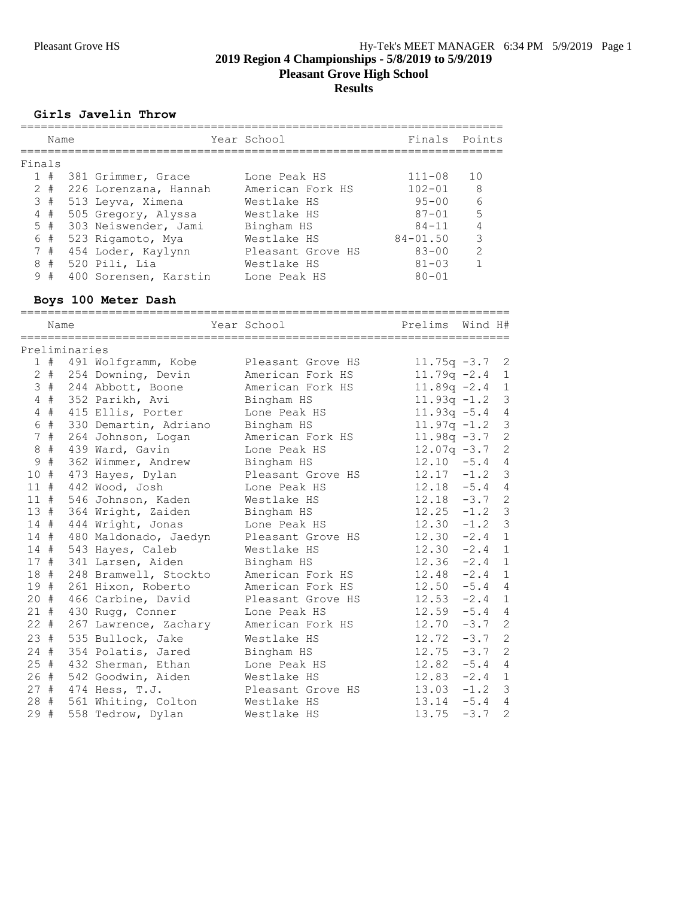# 2019 Region 4 Championships - 5/8/2019 to 5/9/2019
## Pleasant Grove High School
## Results

### Girls Javelin Throw

| Place | Name | Year | School | Finals | Points |
|---|---|---|---|---|---|
| **Finals** | | | | | |
| 1 # | 381 Grimmer, Grace | | Lone Peak HS | 111-08 | 10 |
| 2 # | 226 Lorenzana, Hannah | | American Fork HS | 102-01 | 8 |
| 3 # | 513 Leyva, Ximena | | Westlake HS | 95-00 | 6 |
| 4 # | 505 Gregory, Alyssa | | Westlake HS | 87-01 | 5 |
| 5 # | 303 Neiswender, Jami | | Bingham HS | 84-11 | 4 |
| 6 # | 523 Rigamoto, Mya | | Westlake HS | 84-01.50 | 3 |
| 7 # | 454 Loder, Kaylynn | | Pleasant Grove HS | 83-00 | 2 |
| 8 # | 520 Pili, Lia | | Westlake HS | 81-03 | 1 |
| 9 # | 400 Sorensen, Karstin | | Lone Peak HS | 80-01 | |

### Boys 100 Meter Dash

| Place | Name | Year | School | Prelims | Wind | H# |
|---|---|---|---|---|---|---|
| **Preliminaries** | | | | | | |
| 1 # | 491 Wolfgramm, Kobe | | Pleasant Grove HS | 11.75q | -3.7 | 2 |
| 2 # | 254 Downing, Devin | | American Fork HS | 11.79q | -2.4 | 1 |
| 3 # | 244 Abbott, Boone | | American Fork HS | 11.89q | -2.4 | 1 |
| 4 # | 352 Parikh, Avi | | Bingham HS | 11.93q | -1.2 | 3 |
| 4 # | 415 Ellis, Porter | | Lone Peak HS | 11.93q | -5.4 | 4 |
| 6 # | 330 Demartin, Adriano | | Bingham HS | 11.97q | -1.2 | 3 |
| 7 # | 264 Johnson, Logan | | American Fork HS | 11.98q | -3.7 | 2 |
| 8 # | 439 Ward, Gavin | | Lone Peak HS | 12.07q | -3.7 | 2 |
| 9 # | 362 Wimmer, Andrew | | Bingham HS | 12.10 | -5.4 | 4 |
| 10 # | 473 Hayes, Dylan | | Pleasant Grove HS | 12.17 | -1.2 | 3 |
| 11 # | 442 Wood, Josh | | Lone Peak HS | 12.18 | -5.4 | 4 |
| 11 # | 546 Johnson, Kaden | | Westlake HS | 12.18 | -3.7 | 2 |
| 13 # | 364 Wright, Zaiden | | Bingham HS | 12.25 | -1.2 | 3 |
| 14 # | 444 Wright, Jonas | | Lone Peak HS | 12.30 | -1.2 | 3 |
| 14 # | 480 Maldonado, Jaedyn | | Pleasant Grove HS | 12.30 | -2.4 | 1 |
| 14 # | 543 Hayes, Caleb | | Westlake HS | 12.30 | -2.4 | 1 |
| 17 # | 341 Larsen, Aiden | | Bingham HS | 12.36 | -2.4 | 1 |
| 18 # | 248 Bramwell, Stockto | | American Fork HS | 12.48 | -2.4 | 1 |
| 19 # | 261 Hixon, Roberto | | American Fork HS | 12.50 | -5.4 | 4 |
| 20 # | 466 Carbine, David | | Pleasant Grove HS | 12.53 | -2.4 | 1 |
| 21 # | 430 Rugg, Conner | | Lone Peak HS | 12.59 | -5.4 | 4 |
| 22 # | 267 Lawrence, Zachary | | American Fork HS | 12.70 | -3.7 | 2 |
| 23 # | 535 Bullock, Jake | | Westlake HS | 12.72 | -3.7 | 2 |
| 24 # | 354 Polatis, Jared | | Bingham HS | 12.75 | -3.7 | 2 |
| 25 # | 432 Sherman, Ethan | | Lone Peak HS | 12.82 | -5.4 | 4 |
| 26 # | 542 Goodwin, Aiden | | Westlake HS | 12.83 | -2.4 | 1 |
| 27 # | 474 Hess, T.J. | | Pleasant Grove HS | 13.03 | -1.2 | 3 |
| 28 # | 561 Whiting, Colton | | Westlake HS | 13.14 | -5.4 | 4 |
| 29 # | 558 Tedrow, Dylan | | Westlake HS | 13.75 | -3.7 | 2 |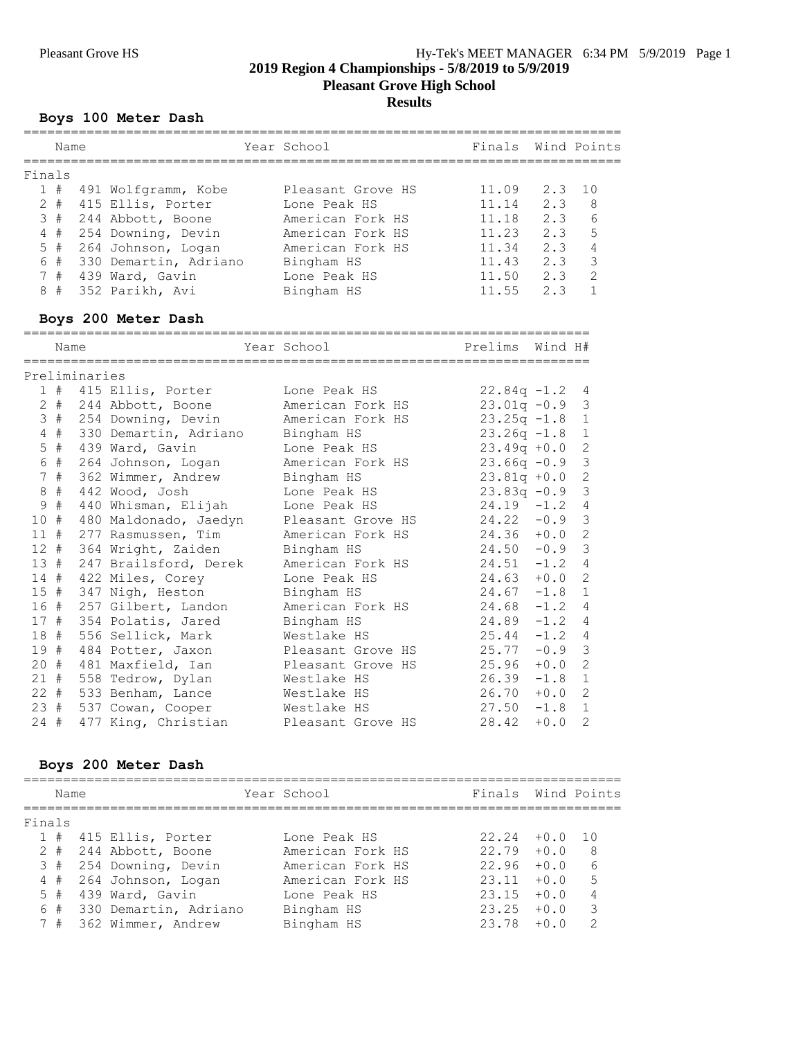# 2019 Region 4 Championships - 5/8/2019 to 5/9/2019

## Pleasant Grove High School

## Results

### Boys 100 Meter Dash

**Finals**

| Place | Name | Year | School | Finals | Wind | Points |
|---|---|---|---|---|---|---|
| 1 | # 491 Wolfgramm, Kobe | | Pleasant Grove HS | 11.09 | 2.3 | 10 |
| 2 | # 415 Ellis, Porter | | Lone Peak HS | 11.14 | 2.3 | 8 |
| 3 | # 244 Abbott, Boone | | American Fork HS | 11.18 | 2.3 | 6 |
| 4 | # 254 Downing, Devin | | American Fork HS | 11.23 | 2.3 | 5 |
| 5 | # 264 Johnson, Logan | | American Fork HS | 11.34 | 2.3 | 4 |
| 6 | # 330 Demartin, Adriano | | Bingham HS | 11.43 | 2.3 | 3 |
| 7 | # 439 Ward, Gavin | | Lone Peak HS | 11.50 | 2.3 | 2 |
| 8 | # 352 Parikh, Avi | | Bingham HS | 11.55 | 2.3 | 1 |

### Boys 200 Meter Dash

**Preliminaries**

| Place | Name | Year | School | Prelims | Wind | H# |
|---|---|---|---|---|---|---|
| 1 | # 415 Ellis, Porter | | Lone Peak HS | 22.84q | -1.2 | 4 |
| 2 | # 244 Abbott, Boone | | American Fork HS | 23.01q | -0.9 | 3 |
| 3 | # 254 Downing, Devin | | American Fork HS | 23.25q | -1.8 | 1 |
| 4 | # 330 Demartin, Adriano | | Bingham HS | 23.26q | -1.8 | 1 |
| 5 | # 439 Ward, Gavin | | Lone Peak HS | 23.49q | +0.0 | 2 |
| 6 | # 264 Johnson, Logan | | American Fork HS | 23.66q | -0.9 | 3 |
| 7 | # 362 Wimmer, Andrew | | Bingham HS | 23.81q | +0.0 | 2 |
| 8 | # 442 Wood, Josh | | Lone Peak HS | 23.83q | -0.9 | 3 |
| 9 | # 440 Whisman, Elijah | | Lone Peak HS | 24.19 | -1.2 | 4 |
| 10 | # 480 Maldonado, Jaedyn | | Pleasant Grove HS | 24.22 | -0.9 | 3 |
| 11 | # 277 Rasmussen, Tim | | American Fork HS | 24.36 | +0.0 | 2 |
| 12 | # 364 Wright, Zaiden | | Bingham HS | 24.50 | -0.9 | 3 |
| 13 | # 247 Brailsford, Derek | | American Fork HS | 24.51 | -1.2 | 4 |
| 14 | # 422 Miles, Corey | | Lone Peak HS | 24.63 | +0.0 | 2 |
| 15 | # 347 Nigh, Heston | | Bingham HS | 24.67 | -1.8 | 1 |
| 16 | # 257 Gilbert, Landon | | American Fork HS | 24.68 | -1.2 | 4 |
| 17 | # 354 Polatis, Jared | | Bingham HS | 24.89 | -1.2 | 4 |
| 18 | # 556 Sellick, Mark | | Westlake HS | 25.44 | -1.2 | 4 |
| 19 | # 484 Potter, Jaxon | | Pleasant Grove HS | 25.77 | -0.9 | 3 |
| 20 | # 481 Maxfield, Ian | | Pleasant Grove HS | 25.96 | +0.0 | 2 |
| 21 | # 558 Tedrow, Dylan | | Westlake HS | 26.39 | -1.8 | 1 |
| 22 | # 533 Benham, Lance | | Westlake HS | 26.70 | +0.0 | 2 |
| 23 | # 537 Cowan, Cooper | | Westlake HS | 27.50 | -1.8 | 1 |
| 24 | # 477 King, Christian | | Pleasant Grove HS | 28.42 | +0.0 | 2 |

### Boys 200 Meter Dash

**Finals**

| Place | Name | Year | School | Finals | Wind | Points |
|---|---|---|---|---|---|---|
| 1 | # 415 Ellis, Porter | | Lone Peak HS | 22.24 | +0.0 | 10 |
| 2 | # 244 Abbott, Boone | | American Fork HS | 22.79 | +0.0 | 8 |
| 3 | # 254 Downing, Devin | | American Fork HS | 22.96 | +0.0 | 6 |
| 4 | # 264 Johnson, Logan | | American Fork HS | 23.11 | +0.0 | 5 |
| 5 | # 439 Ward, Gavin | | Lone Peak HS | 23.15 | +0.0 | 4 |
| 6 | # 330 Demartin, Adriano | | Bingham HS | 23.25 | +0.0 | 3 |
| 7 | # 362 Wimmer, Andrew | | Bingham HS | 23.78 | +0.0 | 2 |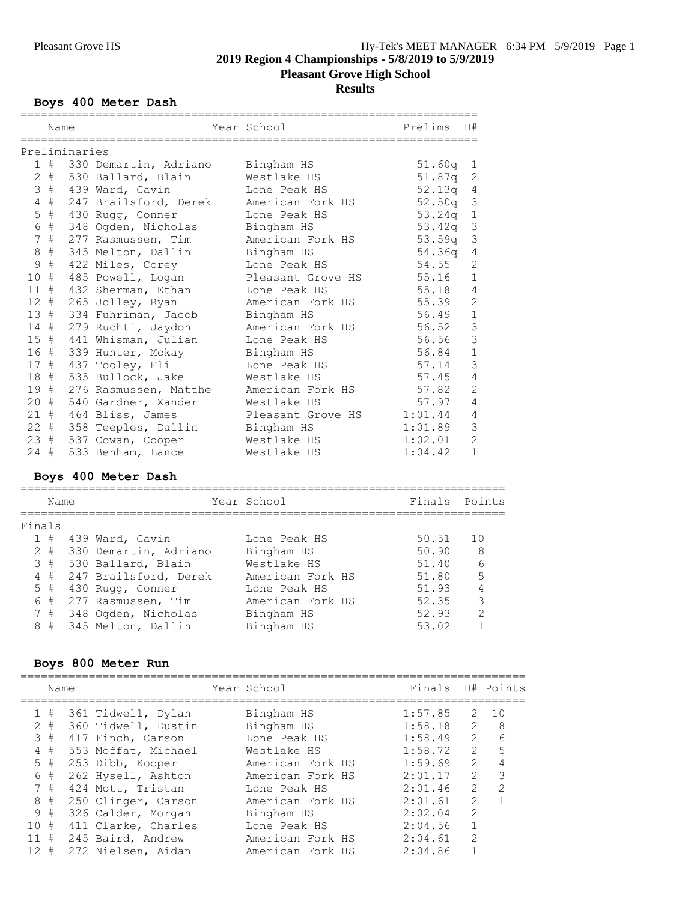# 2019 Region 4 Championships - 5/8/2019 to 5/9/2019

## Pleasant Grove High School

## Results

### Boys 400 Meter Dash

**Preliminaries**

| Place | Name | Year | School | Prelims | H# |
|---|---|---|---|---|---|
| 1 # | 330 Demartin, Adriano | | Bingham HS | 51.60q | 1 |
| 2 # | 530 Ballard, Blain | | Westlake HS | 51.87q | 2 |
| 3 # | 439 Ward, Gavin | | Lone Peak HS | 52.13q | 4 |
| 4 # | 247 Brailsford, Derek | | American Fork HS | 52.50q | 3 |
| 5 # | 430 Rugg, Conner | | Lone Peak HS | 53.24q | 1 |
| 6 # | 348 Ogden, Nicholas | | Bingham HS | 53.42q | 3 |
| 7 # | 277 Rasmussen, Tim | | American Fork HS | 53.59q | 3 |
| 8 # | 345 Melton, Dallin | | Bingham HS | 54.36q | 4 |
| 9 # | 422 Miles, Corey | | Lone Peak HS | 54.55 | 2 |
| 10 # | 485 Powell, Logan | | Pleasant Grove HS | 55.16 | 1 |
| 11 # | 432 Sherman, Ethan | | Lone Peak HS | 55.18 | 4 |
| 12 # | 265 Jolley, Ryan | | American Fork HS | 55.39 | 2 |
| 13 # | 334 Fuhriman, Jacob | | Bingham HS | 56.49 | 1 |
| 14 # | 279 Ruchti, Jaydon | | American Fork HS | 56.52 | 3 |
| 15 # | 441 Whisman, Julian | | Lone Peak HS | 56.56 | 3 |
| 16 # | 339 Hunter, Mckay | | Bingham HS | 56.84 | 1 |
| 17 # | 437 Tooley, Eli | | Lone Peak HS | 57.14 | 3 |
| 18 # | 535 Bullock, Jake | | Westlake HS | 57.45 | 4 |
| 19 # | 276 Rasmussen, Matthe | | American Fork HS | 57.82 | 2 |
| 20 # | 540 Gardner, Xander | | Westlake HS | 57.97 | 4 |
| 21 # | 464 Bliss, James | | Pleasant Grove HS | 1:01.44 | 4 |
| 22 # | 358 Teeples, Dallin | | Bingham HS | 1:01.89 | 3 |
| 23 # | 537 Cowan, Cooper | | Westlake HS | 1:02.01 | 2 |
| 24 # | 533 Benham, Lance | | Westlake HS | 1:04.42 | 1 |

### Boys 400 Meter Dash

**Finals**

| Place | Name | Year | School | Finals | Points |
|---|---|---|---|---|---|
| 1 # | 439 Ward, Gavin | | Lone Peak HS | 50.51 | 10 |
| 2 # | 330 Demartin, Adriano | | Bingham HS | 50.90 | 8 |
| 3 # | 530 Ballard, Blain | | Westlake HS | 51.40 | 6 |
| 4 # | 247 Brailsford, Derek | | American Fork HS | 51.80 | 5 |
| 5 # | 430 Rugg, Conner | | Lone Peak HS | 51.93 | 4 |
| 6 # | 277 Rasmussen, Tim | | American Fork HS | 52.35 | 3 |
| 7 # | 348 Ogden, Nicholas | | Bingham HS | 52.93 | 2 |
| 8 # | 345 Melton, Dallin | | Bingham HS | 53.02 | 1 |

### Boys 800 Meter Run

| Place | Name | Year | School | Finals | H# | Points |
|---|---|---|---|---|---|---|
| 1 # | 361 Tidwell, Dylan | | Bingham HS | 1:57.85 | 2 | 10 |
| 2 # | 360 Tidwell, Dustin | | Bingham HS | 1:58.18 | 2 | 8 |
| 3 # | 417 Finch, Carson | | Lone Peak HS | 1:58.49 | 2 | 6 |
| 4 # | 553 Moffat, Michael | | Westlake HS | 1:58.72 | 2 | 5 |
| 5 # | 253 Dibb, Kooper | | American Fork HS | 1:59.69 | 2 | 4 |
| 6 # | 262 Hysell, Ashton | | American Fork HS | 2:01.17 | 2 | 3 |
| 7 # | 424 Mott, Tristan | | Lone Peak HS | 2:01.46 | 2 | 2 |
| 8 # | 250 Clinger, Carson | | American Fork HS | 2:01.61 | 2 | 1 |
| 9 # | 326 Calder, Morgan | | Bingham HS | 2:02.04 | 2 | |
| 10 # | 411 Clarke, Charles | | Lone Peak HS | 2:04.56 | 1 | |
| 11 # | 245 Baird, Andrew | | American Fork HS | 2:04.61 | 2 | |
| 12 # | 272 Nielsen, Aidan | | American Fork HS | 2:04.86 | 1 | |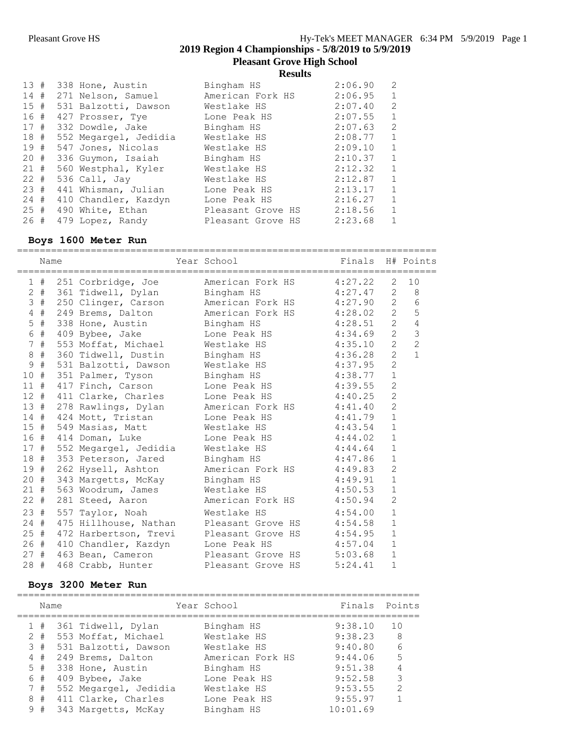## 2019 Region 4 Championships - 5/8/2019 to 5/9/2019

### Pleasant Grove High School

### Results

| Place | Name | School | Finals | H# |
|---|---|---|---|---|
| 13 # | 338 Hone, Austin | Bingham HS | 2:06.90 | 2 |
| 14 # | 271 Nelson, Samuel | American Fork HS | 2:06.95 | 1 |
| 15 # | 531 Balzotti, Dawson | Westlake HS | 2:07.40 | 2 |
| 16 # | 427 Prosser, Tye | Lone Peak HS | 2:07.55 | 1 |
| 17 # | 332 Dowdle, Jake | Bingham HS | 2:07.63 | 2 |
| 18 # | 552 Megargel, Jedidia | Westlake HS | 2:08.77 | 1 |
| 19 # | 547 Jones, Nicolas | Westlake HS | 2:09.10 | 1 |
| 20 # | 336 Guymon, Isaiah | Bingham HS | 2:10.37 | 1 |
| 21 # | 560 Westphal, Kyler | Westlake HS | 2:12.32 | 1 |
| 22 # | 536 Call, Jay | Westlake HS | 2:12.87 | 1 |
| 23 # | 441 Whisman, Julian | Lone Peak HS | 2:13.17 | 1 |
| 24 # | 410 Chandler, Kazdyn | Lone Peak HS | 2:16.27 | 1 |
| 25 # | 490 White, Ethan | Pleasant Grove HS | 2:18.56 | 1 |
| 26 # | 479 Lopez, Randy | Pleasant Grove HS | 2:23.68 | 1 |

### Boys 1600 Meter Run

| Place | Name | Year School | Finals | H# | Points |
|---|---|---|---|---|---|
| 1 # | 251 Corbridge, Joe | American Fork HS | 4:27.22 | 2 | 10 |
| 2 # | 361 Tidwell, Dylan | Bingham HS | 4:27.47 | 2 | 8 |
| 3 # | 250 Clinger, Carson | American Fork HS | 4:27.90 | 2 | 6 |
| 4 # | 249 Brems, Dalton | American Fork HS | 4:28.02 | 2 | 5 |
| 5 # | 338 Hone, Austin | Bingham HS | 4:28.51 | 2 | 4 |
| 6 # | 409 Bybee, Jake | Lone Peak HS | 4:34.69 | 2 | 3 |
| 7 # | 553 Moffat, Michael | Westlake HS | 4:35.10 | 2 | 2 |
| 8 # | 360 Tidwell, Dustin | Bingham HS | 4:36.28 | 2 | 1 |
| 9 # | 531 Balzotti, Dawson | Westlake HS | 4:37.95 | 2 | |
| 10 # | 351 Palmer, Tyson | Bingham HS | 4:38.77 | 1 | |
| 11 # | 417 Finch, Carson | Lone Peak HS | 4:39.55 | 2 | |
| 12 # | 411 Clarke, Charles | Lone Peak HS | 4:40.25 | 2 | |
| 13 # | 278 Rawlings, Dylan | American Fork HS | 4:41.40 | 2 | |
| 14 # | 424 Mott, Tristan | Lone Peak HS | 4:41.79 | 1 | |
| 15 # | 549 Masias, Matt | Westlake HS | 4:43.54 | 1 | |
| 16 # | 414 Doman, Luke | Lone Peak HS | 4:44.02 | 1 | |
| 17 # | 552 Megargel, Jedidia | Westlake HS | 4:44.64 | 1 | |
| 18 # | 353 Peterson, Jared | Bingham HS | 4:47.86 | 1 | |
| 19 # | 262 Hysell, Ashton | American Fork HS | 4:49.83 | 2 | |
| 20 # | 343 Margetts, McKay | Bingham HS | 4:49.91 | 1 | |
| 21 # | 563 Woodrum, James | Westlake HS | 4:50.53 | 1 | |
| 22 # | 281 Steed, Aaron | American Fork HS | 4:50.94 | 2 | |
| 23 # | 557 Taylor, Noah | Westlake HS | 4:54.00 | 1 | |
| 24 # | 475 Hillhouse, Nathan | Pleasant Grove HS | 4:54.58 | 1 | |
| 25 # | 472 Harbertson, Trevi | Pleasant Grove HS | 4:54.95 | 1 | |
| 26 # | 410 Chandler, Kazdyn | Lone Peak HS | 4:57.04 | 1 | |
| 27 # | 463 Bean, Cameron | Pleasant Grove HS | 5:03.68 | 1 | |
| 28 # | 468 Crabb, Hunter | Pleasant Grove HS | 5:24.41 | 1 | |

### Boys 3200 Meter Run

| Place | Name | Year School | Finals | Points |
|---|---|---|---|---|
| 1 # | 361 Tidwell, Dylan | Bingham HS | 9:38.10 | 10 |
| 2 # | 553 Moffat, Michael | Westlake HS | 9:38.23 | 8 |
| 3 # | 531 Balzotti, Dawson | Westlake HS | 9:40.80 | 6 |
| 4 # | 249 Brems, Dalton | American Fork HS | 9:44.06 | 5 |
| 5 # | 338 Hone, Austin | Bingham HS | 9:51.38 | 4 |
| 6 # | 409 Bybee, Jake | Lone Peak HS | 9:52.58 | 3 |
| 7 # | 552 Megargel, Jedidia | Westlake HS | 9:53.55 | 2 |
| 8 # | 411 Clarke, Charles | Lone Peak HS | 9:55.97 | 1 |
| 9 # | 343 Margetts, McKay | Bingham HS | 10:01.69 | |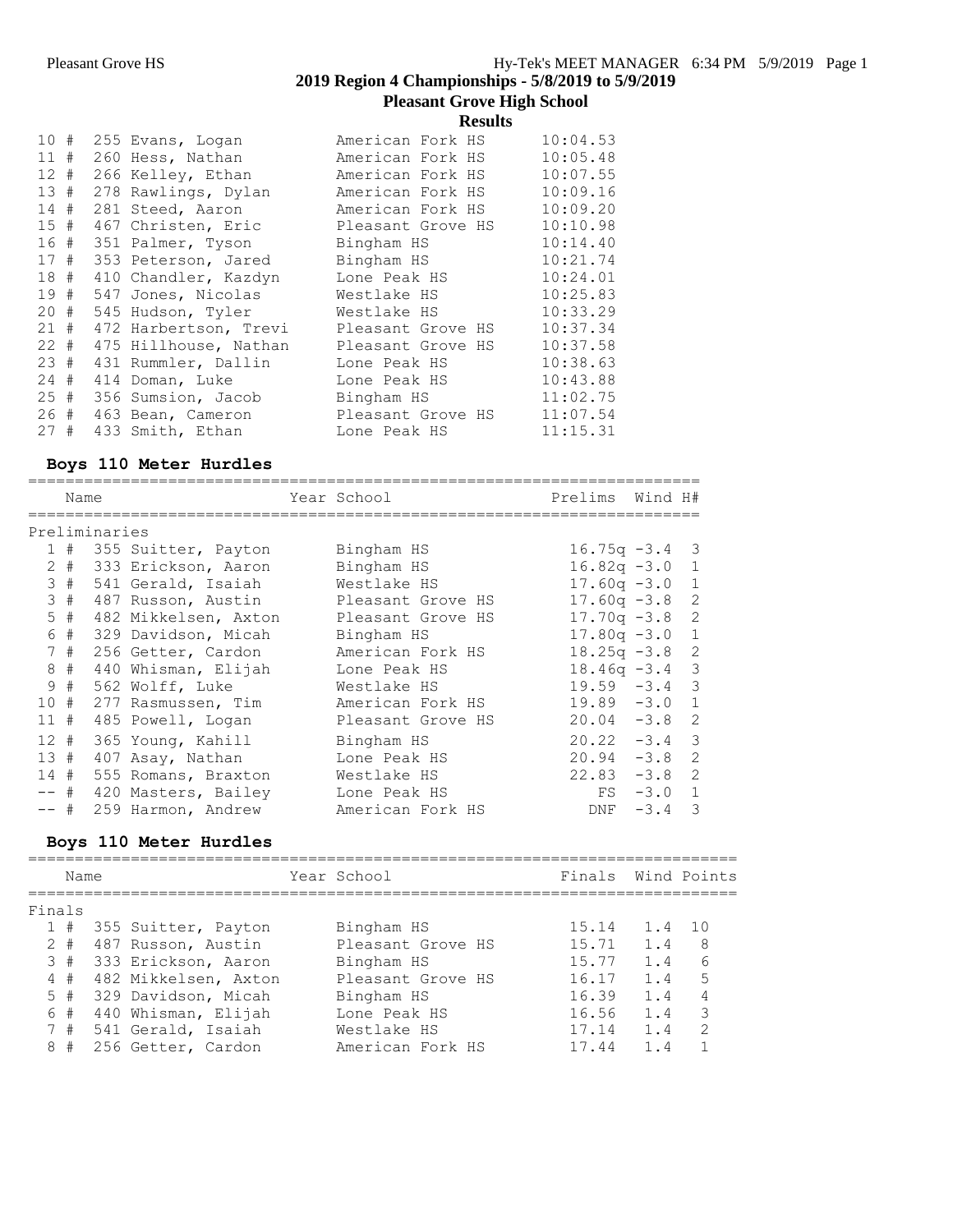| Place | Name | School | Time |
|---|---|---|---|
| 10 # | 255 Evans, Logan | American Fork HS | 10:04.53 |
| 11 # | 260 Hess, Nathan | American Fork HS | 10:05.48 |
| 12 # | 266 Kelley, Ethan | American Fork HS | 10:07.55 |
| 13 # | 278 Rawlings, Dylan | American Fork HS | 10:09.16 |
| 14 # | 281 Steed, Aaron | American Fork HS | 10:09.20 |
| 15 # | 467 Christen, Eric | Pleasant Grove HS | 10:10.98 |
| 16 # | 351 Palmer, Tyson | Bingham HS | 10:14.40 |
| 17 # | 353 Peterson, Jared | Bingham HS | 10:21.74 |
| 18 # | 410 Chandler, Kazdyn | Lone Peak HS | 10:24.01 |
| 19 # | 547 Jones, Nicolas | Westlake HS | 10:25.83 |
| 20 # | 545 Hudson, Tyler | Westlake HS | 10:33.29 |
| 21 # | 472 Harbertson, Trevi | Pleasant Grove HS | 10:37.34 |
| 22 # | 475 Hillhouse, Nathan | Pleasant Grove HS | 10:37.58 |
| 23 # | 431 Rummler, Dallin | Lone Peak HS | 10:38.63 |
| 24 # | 414 Doman, Luke | Lone Peak HS | 10:43.88 |
| 25 # | 356 Sumsion, Jacob | Bingham HS | 11:02.75 |
| 26 # | 463 Bean, Cameron | Pleasant Grove HS | 11:07.54 |
| 27 # | 433 Smith, Ethan | Lone Peak HS | 11:15.31 |

### Boys 110 Meter Hurdles

Preliminaries

| | Name | Year School | Prelims | Wind | H# |
|---|---|---|---|---|---|
| 1 # | 355 Suitter, Payton | Bingham HS | 16.75q | -3.4 | 3 |
| 2 # | 333 Erickson, Aaron | Bingham HS | 16.82q | -3.0 | 1 |
| 3 # | 541 Gerald, Isaiah | Westlake HS | 17.60q | -3.0 | 1 |
| 3 # | 487 Russon, Austin | Pleasant Grove HS | 17.60q | -3.8 | 2 |
| 5 # | 482 Mikkelsen, Axton | Pleasant Grove HS | 17.70q | -3.8 | 2 |
| 6 # | 329 Davidson, Micah | Bingham HS | 17.80q | -3.0 | 1 |
| 7 # | 256 Getter, Cardon | American Fork HS | 18.25q | -3.8 | 2 |
| 8 # | 440 Whisman, Elijah | Lone Peak HS | 18.46q | -3.4 | 3 |
| 9 # | 562 Wolff, Luke | Westlake HS | 19.59 | -3.4 | 3 |
| 10 # | 277 Rasmussen, Tim | American Fork HS | 19.89 | -3.0 | 1 |
| 11 # | 485 Powell, Logan | Pleasant Grove HS | 20.04 | -3.8 | 2 |
| 12 # | 365 Young, Kahill | Bingham HS | 20.22 | -3.4 | 3 |
| 13 # | 407 Asay, Nathan | Lone Peak HS | 20.94 | -3.8 | 2 |
| 14 # | 555 Romans, Braxton | Westlake HS | 22.83 | -3.8 | 2 |
| -- # | 420 Masters, Bailey | Lone Peak HS | FS | -3.0 | 1 |
| -- # | 259 Harmon, Andrew | American Fork HS | DNF | -3.4 | 3 |

### Boys 110 Meter Hurdles

Finals

| | Name | Year School | Finals | Wind | Points |
|---|---|---|---|---|---|
| 1 # | 355 Suitter, Payton | Bingham HS | 15.14 | 1.4 | 10 |
| 2 # | 487 Russon, Austin | Pleasant Grove HS | 15.71 | 1.4 | 8 |
| 3 # | 333 Erickson, Aaron | Bingham HS | 15.77 | 1.4 | 6 |
| 4 # | 482 Mikkelsen, Axton | Pleasant Grove HS | 16.17 | 1.4 | 5 |
| 5 # | 329 Davidson, Micah | Bingham HS | 16.39 | 1.4 | 4 |
| 6 # | 440 Whisman, Elijah | Lone Peak HS | 16.56 | 1.4 | 3 |
| 7 # | 541 Gerald, Isaiah | Westlake HS | 17.14 | 1.4 | 2 |
| 8 # | 256 Getter, Cardon | American Fork HS | 17.44 | 1.4 | 1 |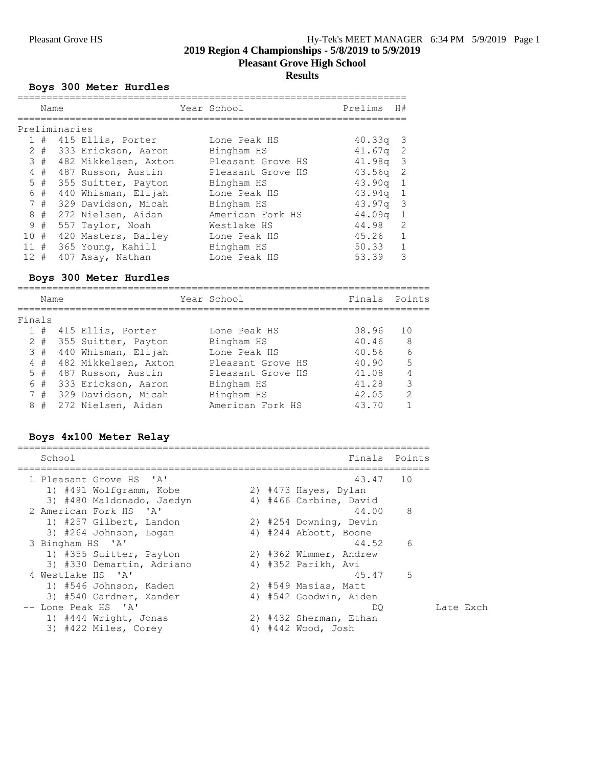**2019 Region 4 Championships - 5/8/2019 to 5/9/2019**

**Pleasant Grove High School**

**Results**

### Boys 300 Meter Hurdles

Preliminaries

| Place | Name | Year | School | Prelims | H# |
|---|---|---|---|---|---|
| 1 | # 415 Ellis, Porter | | Lone Peak HS | 40.33q | 3 |
| 2 | # 333 Erickson, Aaron | | Bingham HS | 41.67q | 2 |
| 3 | # 482 Mikkelsen, Axton | | Pleasant Grove HS | 41.98q | 3 |
| 4 | # 487 Russon, Austin | | Pleasant Grove HS | 43.56q | 2 |
| 5 | # 355 Suitter, Payton | | Bingham HS | 43.90q | 1 |
| 6 | # 440 Whisman, Elijah | | Lone Peak HS | 43.94q | 1 |
| 7 | # 329 Davidson, Micah | | Bingham HS | 43.97q | 3 |
| 8 | # 272 Nielsen, Aidan | | American Fork HS | 44.09q | 1 |
| 9 | # 557 Taylor, Noah | | Westlake HS | 44.98 | 2 |
| 10 | # 420 Masters, Bailey | | Lone Peak HS | 45.26 | 1 |
| 11 | # 365 Young, Kahill | | Bingham HS | 50.33 | 1 |
| 12 | # 407 Asay, Nathan | | Lone Peak HS | 53.39 | 3 |

### Boys 300 Meter Hurdles

Finals

| Place | Name | Year | School | Finals | Points |
|---|---|---|---|---|---|
| 1 | # 415 Ellis, Porter | | Lone Peak HS | 38.96 | 10 |
| 2 | # 355 Suitter, Payton | | Bingham HS | 40.46 | 8 |
| 3 | # 440 Whisman, Elijah | | Lone Peak HS | 40.56 | 6 |
| 4 | # 482 Mikkelsen, Axton | | Pleasant Grove HS | 40.90 | 5 |
| 5 | # 487 Russon, Austin | | Pleasant Grove HS | 41.08 | 4 |
| 6 | # 333 Erickson, Aaron | | Bingham HS | 41.28 | 3 |
| 7 | # 329 Davidson, Micah | | Bingham HS | 42.05 | 2 |
| 8 | # 272 Nielsen, Aidan | | American Fork HS | 43.70 | 1 |

### Boys 4x100 Meter Relay

| Place | School | Finals | Points | |
|---|---|---|---|---|
| 1 | Pleasant Grove HS 'A' | 43.47 | 10 | |
| | 1) #491 Wolfgramm, Kobe; 2) #473 Hayes, Dylan; 3) #480 Maldonado, Jaedyn; 4) #466 Carbine, David | | | |
| 2 | American Fork HS 'A' | 44.00 | 8 | |
| | 1) #257 Gilbert, Landon; 2) #254 Downing, Devin; 3) #264 Johnson, Logan; 4) #244 Abbott, Boone | | | |
| 3 | Bingham HS 'A' | 44.52 | 6 | |
| | 1) #355 Suitter, Payton; 2) #362 Wimmer, Andrew; 3) #330 Demartin, Adriano; 4) #352 Parikh, Avi | | | |
| 4 | Westlake HS 'A' | 45.47 | 5 | |
| | 1) #546 Johnson, Kaden; 2) #549 Masias, Matt; 3) #540 Gardner, Xander; 4) #542 Goodwin, Aiden | | | |
| -- | Lone Peak HS 'A' | DQ | | Late Exch |
| | 1) #444 Wright, Jonas; 2) #432 Sherman, Ethan; 3) #422 Miles, Corey; 4) #442 Wood, Josh | | | |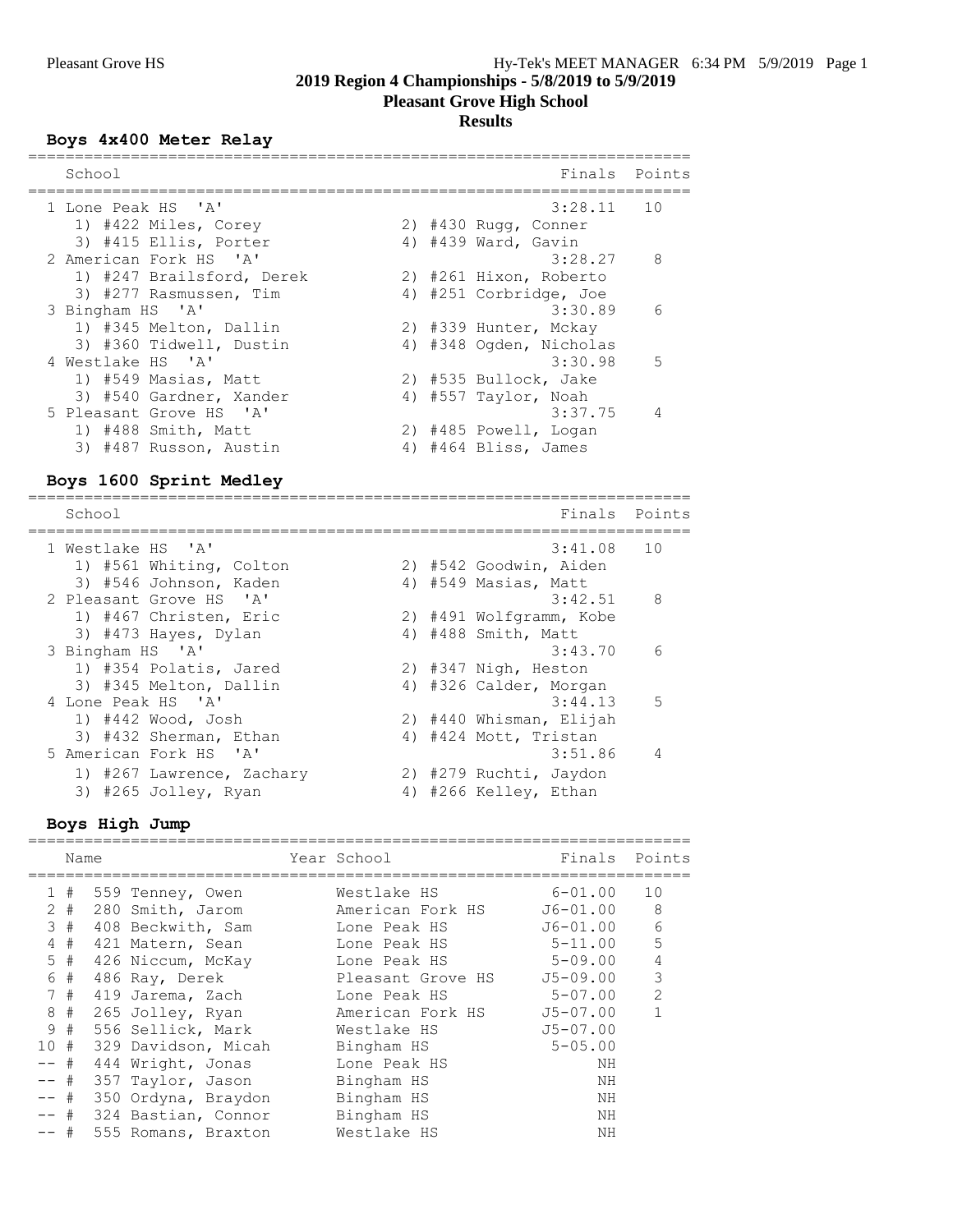2019 Region 4 Championships - 5/8/2019 to 5/9/2019

Pleasant Grove High School

Results

### Boys 4x400 Meter Relay

| Place | School | Finals | Points |
|---|---|---|---|
| 1 | Lone Peak HS 'A' | 3:28.11 | 10 |
| | 1) #422 Miles, Corey; 2) #430 Rugg, Conner; 3) #415 Ellis, Porter; 4) #439 Ward, Gavin | | |
| 2 | American Fork HS 'A' | 3:28.27 | 8 |
| | 1) #247 Brailsford, Derek; 2) #261 Hixon, Roberto; 3) #277 Rasmussen, Tim; 4) #251 Corbridge, Joe | | |
| 3 | Bingham HS 'A' | 3:30.89 | 6 |
| | 1) #345 Melton, Dallin; 2) #339 Hunter, Mckay; 3) #360 Tidwell, Dustin; 4) #348 Ogden, Nicholas | | |
| 4 | Westlake HS 'A' | 3:30.98 | 5 |
| | 1) #549 Masias, Matt; 2) #535 Bullock, Jake; 3) #540 Gardner, Xander; 4) #557 Taylor, Noah | | |
| 5 | Pleasant Grove HS 'A' | 3:37.75 | 4 |
| | 1) #488 Smith, Matt; 2) #485 Powell, Logan; 3) #487 Russon, Austin; 4) #464 Bliss, James | | |

### Boys 1600 Sprint Medley

| Place | School | Finals | Points |
|---|---|---|---|
| 1 | Westlake HS 'A' | 3:41.08 | 10 |
| | 1) #561 Whiting, Colton; 2) #542 Goodwin, Aiden; 3) #546 Johnson, Kaden; 4) #549 Masias, Matt | | |
| 2 | Pleasant Grove HS 'A' | 3:42.51 | 8 |
| | 1) #467 Christen, Eric; 2) #491 Wolfgramm, Kobe; 3) #473 Hayes, Dylan; 4) #488 Smith, Matt | | |
| 3 | Bingham HS 'A' | 3:43.70 | 6 |
| | 1) #354 Polatis, Jared; 2) #347 Nigh, Heston; 3) #345 Melton, Dallin; 4) #326 Calder, Morgan | | |
| 4 | Lone Peak HS 'A' | 3:44.13 | 5 |
| | 1) #442 Wood, Josh; 2) #440 Whisman, Elijah; 3) #432 Sherman, Ethan; 4) #424 Mott, Tristan | | |
| 5 | American Fork HS 'A' | 3:51.86 | 4 |
| | 1) #267 Lawrence, Zachary; 2) #279 Ruchti, Jaydon; 3) #265 Jolley, Ryan; 4) #266 Kelley, Ethan | | |

### Boys High Jump

| Place | Name | Year | School | Finals | Points |
|---|---|---|---|---|---|
| 1 | # 559 Tenney, Owen | | Westlake HS | 6-01.00 | 10 |
| 2 | # 280 Smith, Jarom | | American Fork HS | J6-01.00 | 8 |
| 3 | # 408 Beckwith, Sam | | Lone Peak HS | J6-01.00 | 6 |
| 4 | # 421 Matern, Sean | | Lone Peak HS | 5-11.00 | 5 |
| 5 | # 426 Niccum, McKay | | Lone Peak HS | 5-09.00 | 4 |
| 6 | # 486 Ray, Derek | | Pleasant Grove HS | J5-09.00 | 3 |
| 7 | # 419 Jarema, Zach | | Lone Peak HS | 5-07.00 | 2 |
| 8 | # 265 Jolley, Ryan | | American Fork HS | J5-07.00 | 1 |
| 9 | # 556 Sellick, Mark | | Westlake HS | J5-07.00 | |
| 10 | # 329 Davidson, Micah | | Bingham HS | 5-05.00 | |
| -- | # 444 Wright, Jonas | | Lone Peak HS | NH | |
| -- | # 357 Taylor, Jason | | Bingham HS | NH | |
| -- | # 350 Ordyna, Braydon | | Bingham HS | NH | |
| -- | # 324 Bastian, Connor | | Bingham HS | NH | |
| -- | # 555 Romans, Braxton | | Westlake HS | NH | |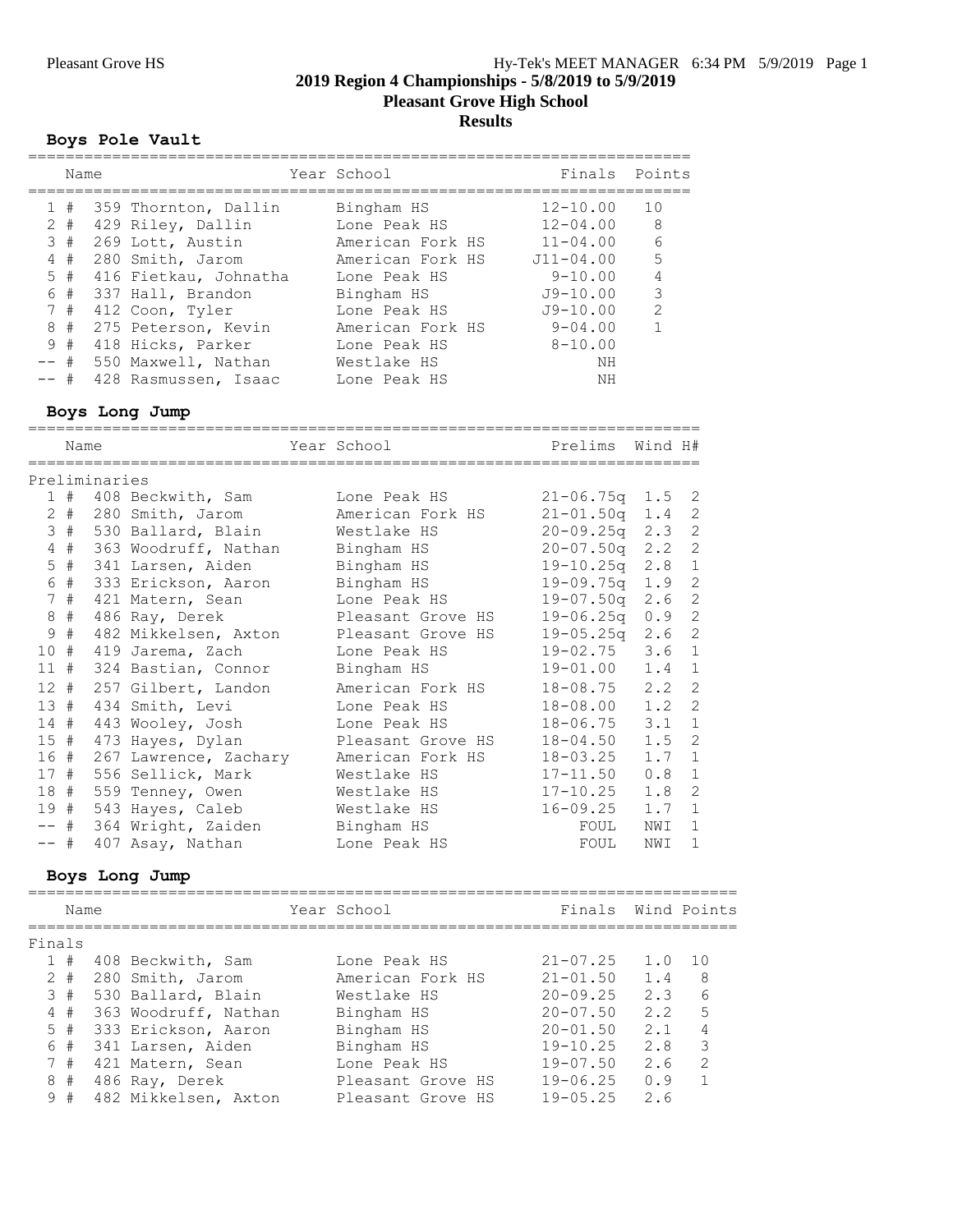## 2019 Region 4 Championships - 5/8/2019 to 5/9/2019

## Pleasant Grove High School

## Results

### Boys Pole Vault

| | Name | Year | School | Finals | Points |
|---|---|---|---|---|---|
| 1 # | 359 Thornton, Dallin | | Bingham HS | 12-10.00 | 10 |
| 2 # | 429 Riley, Dallin | | Lone Peak HS | 12-04.00 | 8 |
| 3 # | 269 Lott, Austin | | American Fork HS | 11-04.00 | 6 |
| 4 # | 280 Smith, Jarom | | American Fork HS | J11-04.00 | 5 |
| 5 # | 416 Fietkau, Johnatha | | Lone Peak HS | 9-10.00 | 4 |
| 6 # | 337 Hall, Brandon | | Bingham HS | J9-10.00 | 3 |
| 7 # | 412 Coon, Tyler | | Lone Peak HS | J9-10.00 | 2 |
| 8 # | 275 Peterson, Kevin | | American Fork HS | 9-04.00 | 1 |
| 9 # | 418 Hicks, Parker | | Lone Peak HS | 8-10.00 | |
| -- # | 550 Maxwell, Nathan | | Westlake HS | NH | |
| -- # | 428 Rasmussen, Isaac | | Lone Peak HS | NH | |

### Boys Long Jump

| | Name | Year | School | Prelims | Wind | H# |
|---|---|---|---|---|---|---|
| **Preliminaries** | | | | | | |
| 1 # | 408 Beckwith, Sam | | Lone Peak HS | 21-06.75q | 1.5 | 2 |
| 2 # | 280 Smith, Jarom | | American Fork HS | 21-01.50q | 1.4 | 2 |
| 3 # | 530 Ballard, Blain | | Westlake HS | 20-09.25q | 2.3 | 2 |
| 4 # | 363 Woodruff, Nathan | | Bingham HS | 20-07.50q | 2.2 | 2 |
| 5 # | 341 Larsen, Aiden | | Bingham HS | 19-10.25q | 2.8 | 1 |
| 6 # | 333 Erickson, Aaron | | Bingham HS | 19-09.75q | 1.9 | 2 |
| 7 # | 421 Matern, Sean | | Lone Peak HS | 19-07.50q | 2.6 | 2 |
| 8 # | 486 Ray, Derek | | Pleasant Grove HS | 19-06.25q | 0.9 | 2 |
| 9 # | 482 Mikkelsen, Axton | | Pleasant Grove HS | 19-05.25q | 2.6 | 2 |
| 10 # | 419 Jarema, Zach | | Lone Peak HS | 19-02.75 | 3.6 | 1 |
| 11 # | 324 Bastian, Connor | | Bingham HS | 19-01.00 | 1.4 | 1 |
| 12 # | 257 Gilbert, Landon | | American Fork HS | 18-08.75 | 2.2 | 2 |
| 13 # | 434 Smith, Levi | | Lone Peak HS | 18-08.00 | 1.2 | 2 |
| 14 # | 443 Wooley, Josh | | Lone Peak HS | 18-06.75 | 3.1 | 1 |
| 15 # | 473 Hayes, Dylan | | Pleasant Grove HS | 18-04.50 | 1.5 | 2 |
| 16 # | 267 Lawrence, Zachary | | American Fork HS | 18-03.25 | 1.7 | 1 |
| 17 # | 556 Sellick, Mark | | Westlake HS | 17-11.50 | 0.8 | 1 |
| 18 # | 559 Tenney, Owen | | Westlake HS | 17-10.25 | 1.8 | 2 |
| 19 # | 543 Hayes, Caleb | | Westlake HS | 16-09.25 | 1.7 | 1 |
| -- # | 364 Wright, Zaiden | | Bingham HS | FOUL | NWI | 1 |
| -- # | 407 Asay, Nathan | | Lone Peak HS | FOUL | NWI | 1 |

### Boys Long Jump

| | Name | Year | School | Finals | Wind | Points |
|---|---|---|---|---|---|---|
| **Finals** | | | | | | |
| 1 # | 408 Beckwith, Sam | | Lone Peak HS | 21-07.25 | 1.0 | 10 |
| 2 # | 280 Smith, Jarom | | American Fork HS | 21-01.50 | 1.4 | 8 |
| 3 # | 530 Ballard, Blain | | Westlake HS | 20-09.25 | 2.3 | 6 |
| 4 # | 363 Woodruff, Nathan | | Bingham HS | 20-07.50 | 2.2 | 5 |
| 5 # | 333 Erickson, Aaron | | Bingham HS | 20-01.50 | 2.1 | 4 |
| 6 # | 341 Larsen, Aiden | | Bingham HS | 19-10.25 | 2.8 | 3 |
| 7 # | 421 Matern, Sean | | Lone Peak HS | 19-07.50 | 2.6 | 2 |
| 8 # | 486 Ray, Derek | | Pleasant Grove HS | 19-06.25 | 0.9 | 1 |
| 9 # | 482 Mikkelsen, Axton | | Pleasant Grove HS | 19-05.25 | 2.6 | |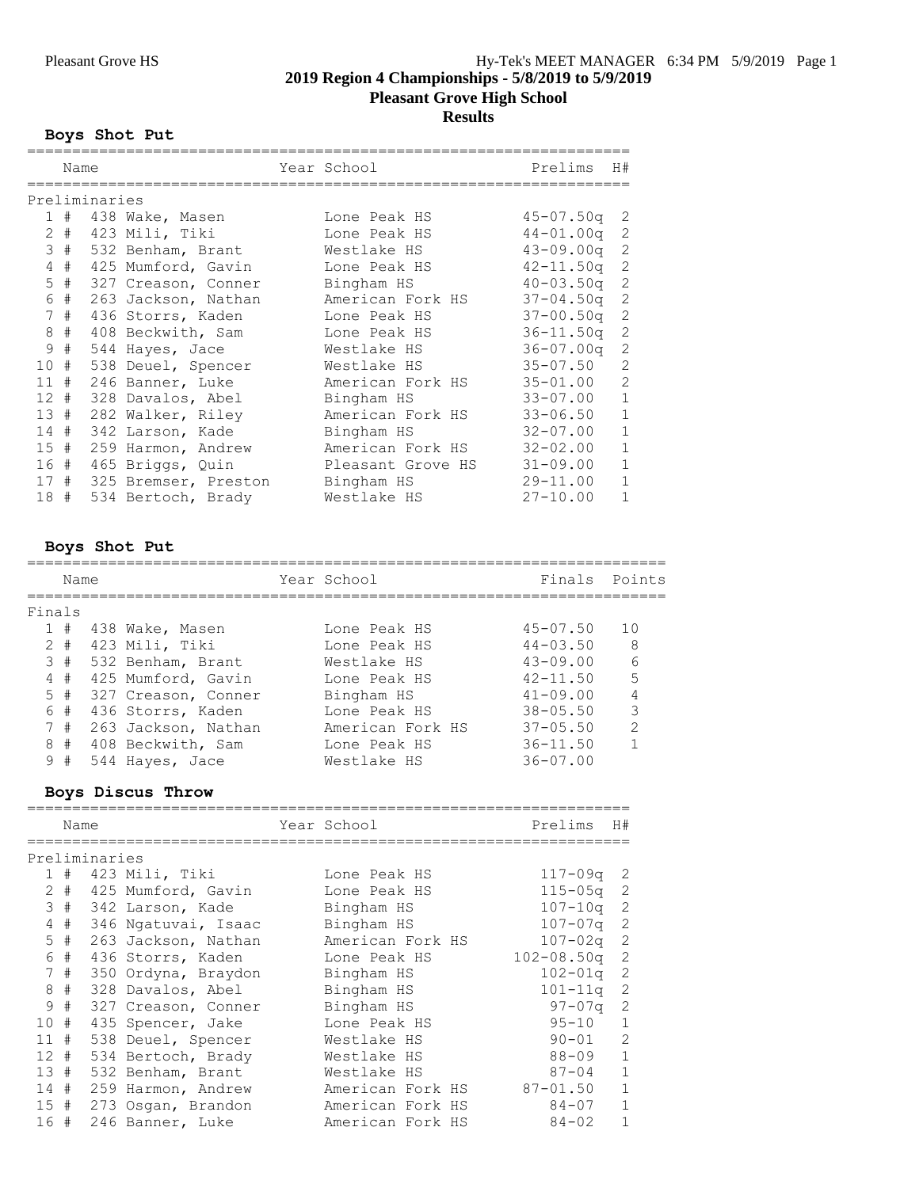Pleasant Grove HS

## 2019 Region 4 Championships - 5/8/2019 to 5/9/2019

## Pleasant Grove High School

## Results

### Boys Shot Put

| | Name | Year | School | Prelims | H# |
|---|---|---|---|---|---|
| Preliminaries | | | | | |
| 1 | # 438 Wake, Masen | | Lone Peak HS | 45-07.50q | 2 |
| 2 | # 423 Mili, Tiki | | Lone Peak HS | 44-01.00q | 2 |
| 3 | # 532 Benham, Brant | | Westlake HS | 43-09.00q | 2 |
| 4 | # 425 Mumford, Gavin | | Lone Peak HS | 42-11.50q | 2 |
| 5 | # 327 Creason, Conner | | Bingham HS | 40-03.50q | 2 |
| 6 | # 263 Jackson, Nathan | | American Fork HS | 37-04.50q | 2 |
| 7 | # 436 Storrs, Kaden | | Lone Peak HS | 37-00.50q | 2 |
| 8 | # 408 Beckwith, Sam | | Lone Peak HS | 36-11.50q | 2 |
| 9 | # 544 Hayes, Jace | | Westlake HS | 36-07.00q | 2 |
| 10 | # 538 Deuel, Spencer | | Westlake HS | 35-07.50 | 2 |
| 11 | # 246 Banner, Luke | | American Fork HS | 35-01.00 | 2 |
| 12 | # 328 Davalos, Abel | | Bingham HS | 33-07.00 | 1 |
| 13 | # 282 Walker, Riley | | American Fork HS | 33-06.50 | 1 |
| 14 | # 342 Larson, Kade | | Bingham HS | 32-07.00 | 1 |
| 15 | # 259 Harmon, Andrew | | American Fork HS | 32-02.00 | 1 |
| 16 | # 465 Briggs, Quin | | Pleasant Grove HS | 31-09.00 | 1 |
| 17 | # 325 Bremser, Preston | | Bingham HS | 29-11.00 | 1 |
| 18 | # 534 Bertoch, Brady | | Westlake HS | 27-10.00 | 1 |

### Boys Shot Put

| | Name | Year | School | Finals | Points |
|---|---|---|---|---|---|
| Finals | | | | | |
| 1 | # 438 Wake, Masen | | Lone Peak HS | 45-07.50 | 10 |
| 2 | # 423 Mili, Tiki | | Lone Peak HS | 44-03.50 | 8 |
| 3 | # 532 Benham, Brant | | Westlake HS | 43-09.00 | 6 |
| 4 | # 425 Mumford, Gavin | | Lone Peak HS | 42-11.50 | 5 |
| 5 | # 327 Creason, Conner | | Bingham HS | 41-09.00 | 4 |
| 6 | # 436 Storrs, Kaden | | Lone Peak HS | 38-05.50 | 3 |
| 7 | # 263 Jackson, Nathan | | American Fork HS | 37-05.50 | 2 |
| 8 | # 408 Beckwith, Sam | | Lone Peak HS | 36-11.50 | 1 |
| 9 | # 544 Hayes, Jace | | Westlake HS | 36-07.00 | |

### Boys Discus Throw

| | Name | Year | School | Prelims | H# |
|---|---|---|---|---|---|
| Preliminaries | | | | | |
| 1 | # 423 Mili, Tiki | | Lone Peak HS | 117-09q | 2 |
| 2 | # 425 Mumford, Gavin | | Lone Peak HS | 115-05q | 2 |
| 3 | # 342 Larson, Kade | | Bingham HS | 107-10q | 2 |
| 4 | # 346 Ngatuvai, Isaac | | Bingham HS | 107-07q | 2 |
| 5 | # 263 Jackson, Nathan | | American Fork HS | 107-02q | 2 |
| 6 | # 436 Storrs, Kaden | | Lone Peak HS | 102-08.50q | 2 |
| 7 | # 350 Ordyna, Braydon | | Bingham HS | 102-01q | 2 |
| 8 | # 328 Davalos, Abel | | Bingham HS | 101-11q | 2 |
| 9 | # 327 Creason, Conner | | Bingham HS | 97-07q | 2 |
| 10 | # 435 Spencer, Jake | | Lone Peak HS | 95-10 | 1 |
| 11 | # 538 Deuel, Spencer | | Westlake HS | 90-01 | 2 |
| 12 | # 534 Bertoch, Brady | | Westlake HS | 88-09 | 1 |
| 13 | # 532 Benham, Brant | | Westlake HS | 87-04 | 1 |
| 14 | # 259 Harmon, Andrew | | American Fork HS | 87-01.50 | 1 |
| 15 | # 273 Osgan, Brandon | | American Fork HS | 84-07 | 1 |
| 16 | # 246 Banner, Luke | | American Fork HS | 84-02 | 1 |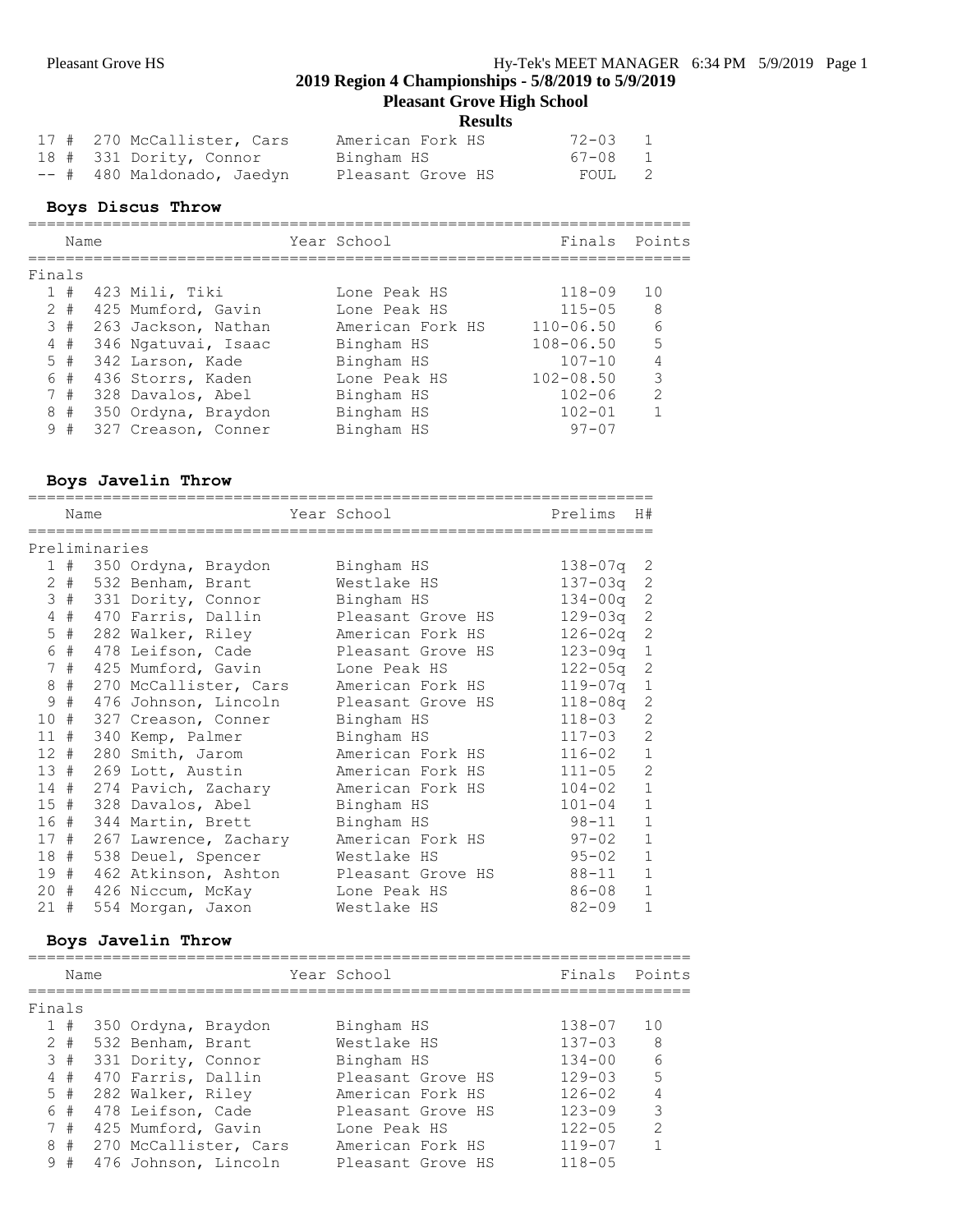| | | Name | Year | School | Finals | Points |
|---|---|---|---|---|---|---|
| 17 | # | 270 McCallister, Cars | | American Fork HS | 72-03 | 1 |
| 18 | # | 331 Dority, Connor | | Bingham HS | 67-08 | 1 |
| -- | # | 480 Maldonado, Jaedyn | | Pleasant Grove HS | FOUL | 2 |

## Boys Discus Throw

| | | Name | Year | School | Finals | Points |
|---|---|---|---|---|---|---|
| **Finals** | | | | | | |
| 1 | # | 423 Mili, Tiki | | Lone Peak HS | 118-09 | 10 |
| 2 | # | 425 Mumford, Gavin | | Lone Peak HS | 115-05 | 8 |
| 3 | # | 263 Jackson, Nathan | | American Fork HS | 110-06.50 | 6 |
| 4 | # | 346 Ngatuvai, Isaac | | Bingham HS | 108-06.50 | 5 |
| 5 | # | 342 Larson, Kade | | Bingham HS | 107-10 | 4 |
| 6 | # | 436 Storrs, Kaden | | Lone Peak HS | 102-08.50 | 3 |
| 7 | # | 328 Davalos, Abel | | Bingham HS | 102-06 | 2 |
| 8 | # | 350 Ordyna, Braydon | | Bingham HS | 102-01 | 1 |
| 9 | # | 327 Creason, Conner | | Bingham HS | 97-07 | |

## Boys Javelin Throw

| | | Name | Year | School | Prelims | H# |
|---|---|---|---|---|---|---|
| **Preliminaries** | | | | | | |
| 1 | # | 350 Ordyna, Braydon | | Bingham HS | 138-07q | 2 |
| 2 | # | 532 Benham, Brant | | Westlake HS | 137-03q | 2 |
| 3 | # | 331 Dority, Connor | | Bingham HS | 134-00q | 2 |
| 4 | # | 470 Farris, Dallin | | Pleasant Grove HS | 129-03q | 2 |
| 5 | # | 282 Walker, Riley | | American Fork HS | 126-02q | 2 |
| 6 | # | 478 Leifson, Cade | | Pleasant Grove HS | 123-09q | 1 |
| 7 | # | 425 Mumford, Gavin | | Lone Peak HS | 122-05q | 2 |
| 8 | # | 270 McCallister, Cars | | American Fork HS | 119-07q | 1 |
| 9 | # | 476 Johnson, Lincoln | | Pleasant Grove HS | 118-08q | 2 |
| 10 | # | 327 Creason, Conner | | Bingham HS | 118-03 | 2 |
| 11 | # | 340 Kemp, Palmer | | Bingham HS | 117-03 | 2 |
| 12 | # | 280 Smith, Jarom | | American Fork HS | 116-02 | 1 |
| 13 | # | 269 Lott, Austin | | American Fork HS | 111-05 | 2 |
| 14 | # | 274 Pavich, Zachary | | American Fork HS | 104-02 | 1 |
| 15 | # | 328 Davalos, Abel | | Bingham HS | 101-04 | 1 |
| 16 | # | 344 Martin, Brett | | Bingham HS | 98-11 | 1 |
| 17 | # | 267 Lawrence, Zachary | | American Fork HS | 97-02 | 1 |
| 18 | # | 538 Deuel, Spencer | | Westlake HS | 95-02 | 1 |
| 19 | # | 462 Atkinson, Ashton | | Pleasant Grove HS | 88-11 | 1 |
| 20 | # | 426 Niccum, McKay | | Lone Peak HS | 86-08 | 1 |
| 21 | # | 554 Morgan, Jaxon | | Westlake HS | 82-09 | 1 |

## Boys Javelin Throw

| | | Name | Year | School | Finals | Points |
|---|---|---|---|---|---|---|
| **Finals** | | | | | | |
| 1 | # | 350 Ordyna, Braydon | | Bingham HS | 138-07 | 10 |
| 2 | # | 532 Benham, Brant | | Westlake HS | 137-03 | 8 |
| 3 | # | 331 Dority, Connor | | Bingham HS | 134-00 | 6 |
| 4 | # | 470 Farris, Dallin | | Pleasant Grove HS | 129-03 | 5 |
| 5 | # | 282 Walker, Riley | | American Fork HS | 126-02 | 4 |
| 6 | # | 478 Leifson, Cade | | Pleasant Grove HS | 123-09 | 3 |
| 7 | # | 425 Mumford, Gavin | | Lone Peak HS | 122-05 | 2 |
| 8 | # | 270 McCallister, Cars | | American Fork HS | 119-07 | 1 |
| 9 | # | 476 Johnson, Lincoln | | Pleasant Grove HS | 118-05 | |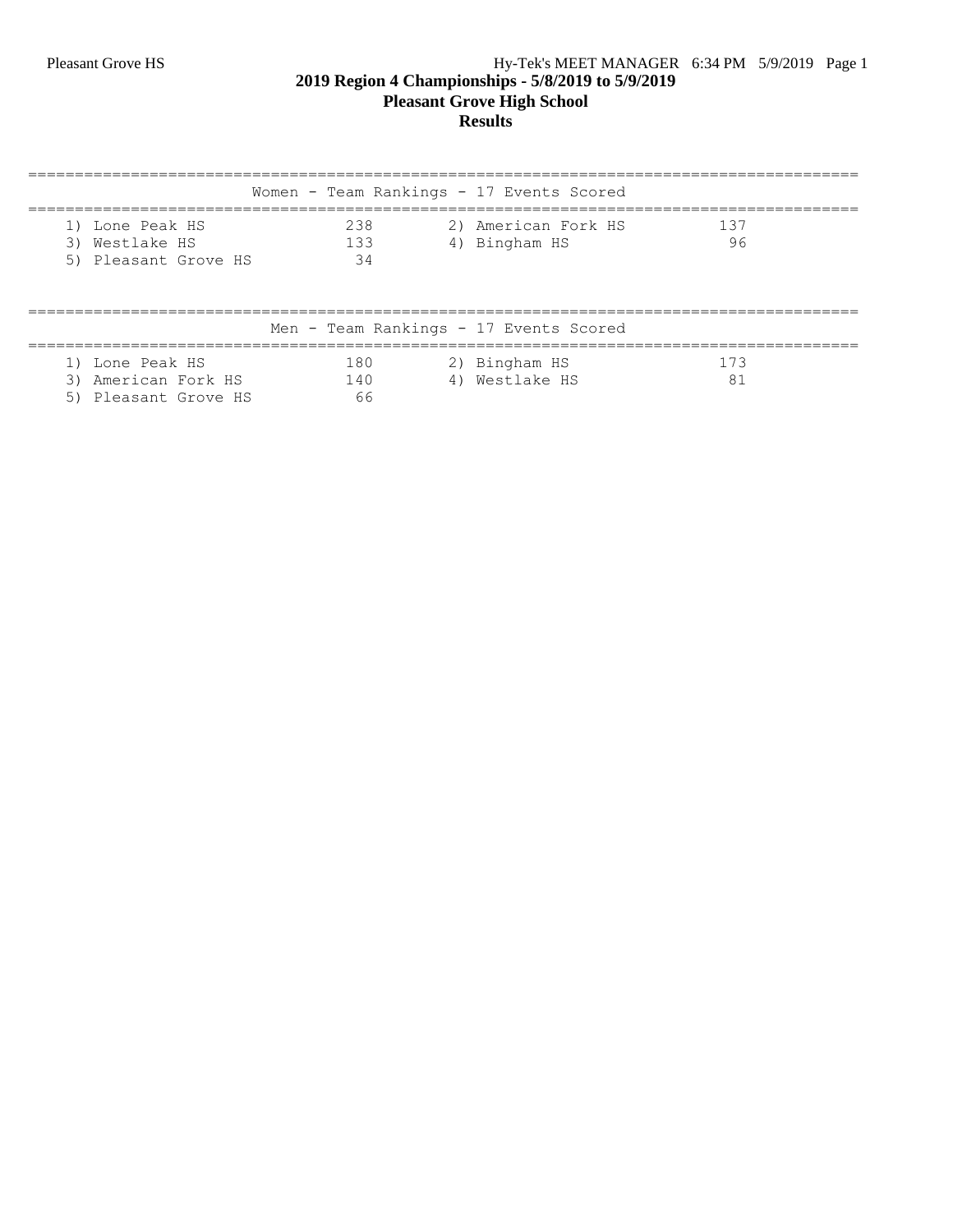# 2019 Region 4 Championships - 5/8/2019 to 5/9/2019

## Pleasant Grove High School

## Results

### Women - Team Rankings - 17 Events Scored

| | | | |
|---|---|---|---|
| 1) Lone Peak HS | 238 | 2) American Fork HS | 137 |
| 3) Westlake HS | 133 | 4) Bingham HS | 96 |
| 5) Pleasant Grove HS | 34 | | |

### Men - Team Rankings - 17 Events Scored

| | | | |
|---|---|---|---|
| 1) Lone Peak HS | 180 | 2) Bingham HS | 173 |
| 3) American Fork HS | 140 | 4) Westlake HS | 81 |
| 5) Pleasant Grove HS | 66 | | |